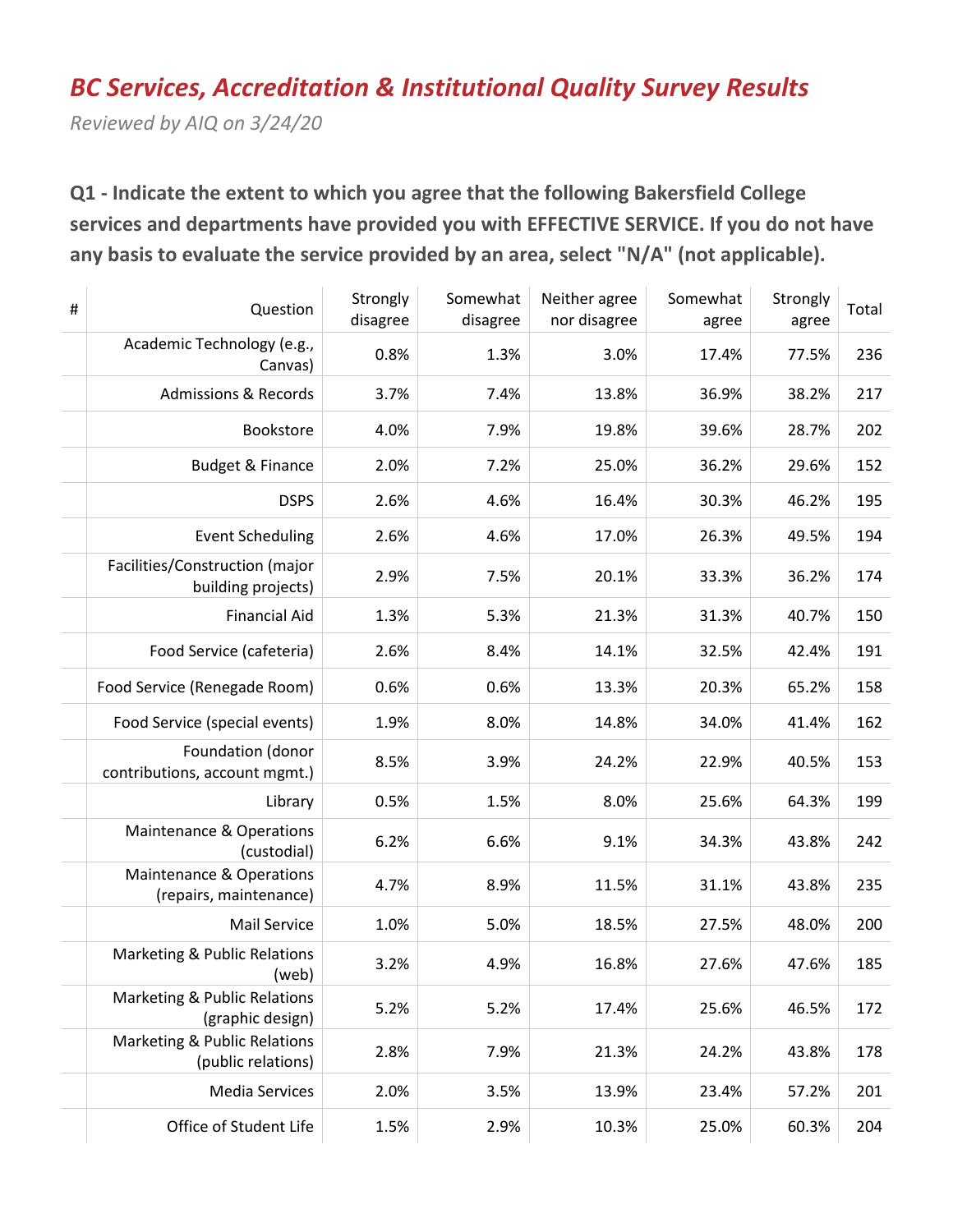# BC Services, Accreditation & Institutional Quality Survey Results

*Reviewed by AIQ on 3/24/20*

## Q1 - Indicate the extent to which you agree that the following Bakersfield College services and departments have provided you with EFFECTIVE SERVICE. If you do not have any basis to evaluate the service provided by an area, select "N/A" (not applicable).

| # | Question | Strongly disagree | Somewhat disagree | Neither agree nor disagree | Somewhat agree | Strongly agree | Total |
|---|---|---|---|---|---|---|---|
| | Academic Technology (e.g., Canvas) | 0.8% | 1.3% | 3.0% | 17.4% | 77.5% | 236 |
| | Admissions & Records | 3.7% | 7.4% | 13.8% | 36.9% | 38.2% | 217 |
| | Bookstore | 4.0% | 7.9% | 19.8% | 39.6% | 28.7% | 202 |
| | Budget & Finance | 2.0% | 7.2% | 25.0% | 36.2% | 29.6% | 152 |
| | DSPS | 2.6% | 4.6% | 16.4% | 30.3% | 46.2% | 195 |
| | Event Scheduling | 2.6% | 4.6% | 17.0% | 26.3% | 49.5% | 194 |
| | Facilities/Construction (major building projects) | 2.9% | 7.5% | 20.1% | 33.3% | 36.2% | 174 |
| | Financial Aid | 1.3% | 5.3% | 21.3% | 31.3% | 40.7% | 150 |
| | Food Service (cafeteria) | 2.6% | 8.4% | 14.1% | 32.5% | 42.4% | 191 |
| | Food Service (Renegade Room) | 0.6% | 0.6% | 13.3% | 20.3% | 65.2% | 158 |
| | Food Service (special events) | 1.9% | 8.0% | 14.8% | 34.0% | 41.4% | 162 |
| | Foundation (donor contributions, account mgmt.) | 8.5% | 3.9% | 24.2% | 22.9% | 40.5% | 153 |
| | Library | 0.5% | 1.5% | 8.0% | 25.6% | 64.3% | 199 |
| | Maintenance & Operations (custodial) | 6.2% | 6.6% | 9.1% | 34.3% | 43.8% | 242 |
| | Maintenance & Operations (repairs, maintenance) | 4.7% | 8.9% | 11.5% | 31.1% | 43.8% | 235 |
| | Mail Service | 1.0% | 5.0% | 18.5% | 27.5% | 48.0% | 200 |
| | Marketing & Public Relations (web) | 3.2% | 4.9% | 16.8% | 27.6% | 47.6% | 185 |
| | Marketing & Public Relations (graphic design) | 5.2% | 5.2% | 17.4% | 25.6% | 46.5% | 172 |
| | Marketing & Public Relations (public relations) | 2.8% | 7.9% | 21.3% | 24.2% | 43.8% | 178 |
| | Media Services | 2.0% | 3.5% | 13.9% | 23.4% | 57.2% | 201 |
| | Office of Student Life | 1.5% | 2.9% | 10.3% | 25.0% | 60.3% | 204 |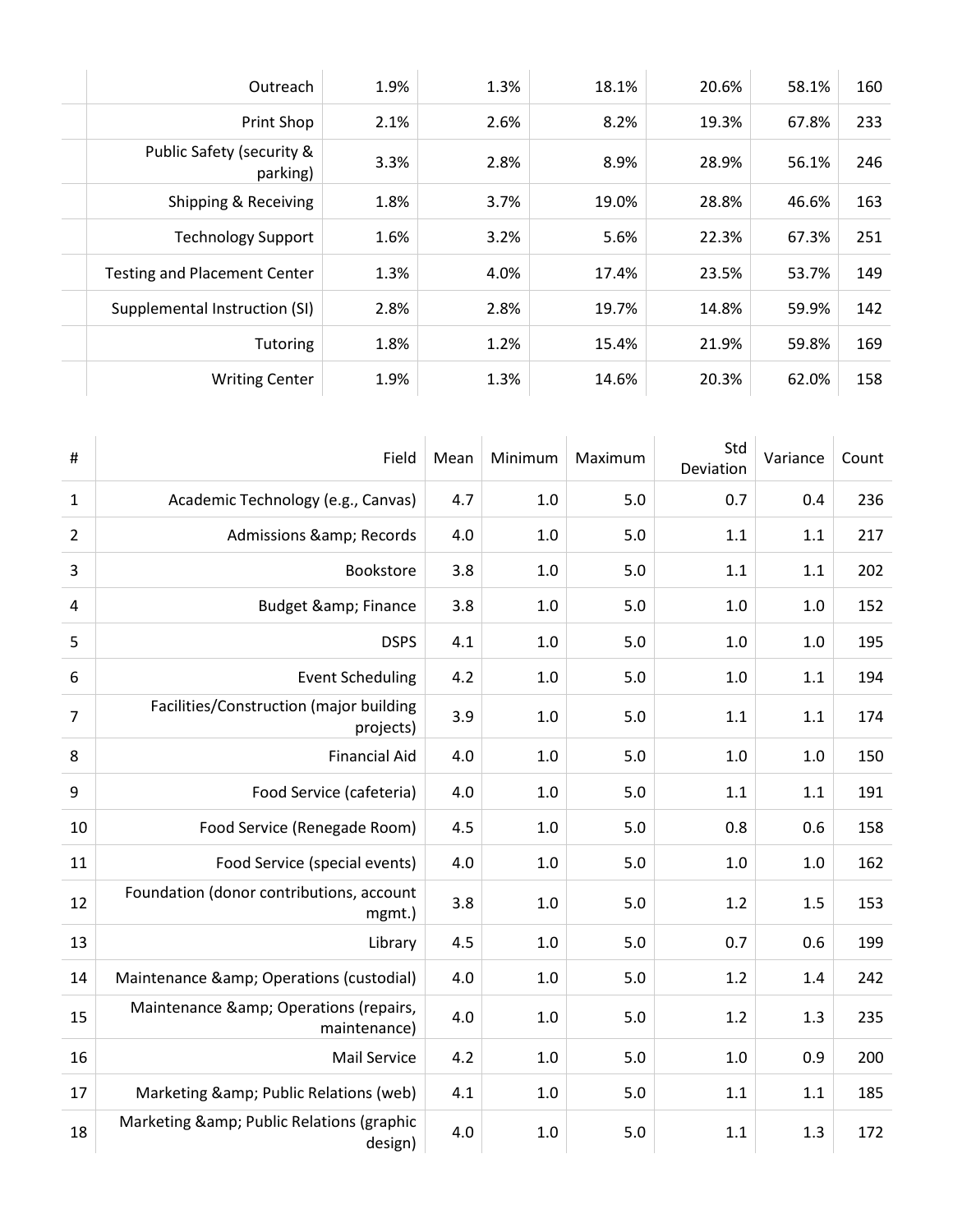| | | | | | | |
|---|---|---|---|---|---|---|
| | Outreach | 1.9% | 1.3% | 18.1% | 20.6% | 58.1% | 160 |
| | Print Shop | 2.1% | 2.6% | 8.2% | 19.3% | 67.8% | 233 |
| | Public Safety (security & parking) | 3.3% | 2.8% | 8.9% | 28.9% | 56.1% | 246 |
| | Shipping & Receiving | 1.8% | 3.7% | 19.0% | 28.8% | 46.6% | 163 |
| | Technology Support | 1.6% | 3.2% | 5.6% | 22.3% | 67.3% | 251 |
| | Testing and Placement Center | 1.3% | 4.0% | 17.4% | 23.5% | 53.7% | 149 |
| | Supplemental Instruction (SI) | 2.8% | 2.8% | 19.7% | 14.8% | 59.9% | 142 |
| | Tutoring | 1.8% | 1.2% | 15.4% | 21.9% | 59.8% | 169 |
| | Writing Center | 1.9% | 1.3% | 14.6% | 20.3% | 62.0% | 158 |

| # | Field | Mean | Minimum | Maximum | Std Deviation | Variance | Count |
|---|---|---|---|---|---|---|---|
| 1 | Academic Technology (e.g., Canvas) | 4.7 | 1.0 | 5.0 | 0.7 | 0.4 | 236 |
| 2 | Admissions &amp; Records | 4.0 | 1.0 | 5.0 | 1.1 | 1.1 | 217 |
| 3 | Bookstore | 3.8 | 1.0 | 5.0 | 1.1 | 1.1 | 202 |
| 4 | Budget &amp; Finance | 3.8 | 1.0 | 5.0 | 1.0 | 1.0 | 152 |
| 5 | DSPS | 4.1 | 1.0 | 5.0 | 1.0 | 1.0 | 195 |
| 6 | Event Scheduling | 4.2 | 1.0 | 5.0 | 1.0 | 1.1 | 194 |
| 7 | Facilities/Construction (major building projects) | 3.9 | 1.0 | 5.0 | 1.1 | 1.1 | 174 |
| 8 | Financial Aid | 4.0 | 1.0 | 5.0 | 1.0 | 1.0 | 150 |
| 9 | Food Service (cafeteria) | 4.0 | 1.0 | 5.0 | 1.1 | 1.1 | 191 |
| 10 | Food Service (Renegade Room) | 4.5 | 1.0 | 5.0 | 0.8 | 0.6 | 158 |
| 11 | Food Service (special events) | 4.0 | 1.0 | 5.0 | 1.0 | 1.0 | 162 |
| 12 | Foundation (donor contributions, account mgmt.) | 3.8 | 1.0 | 5.0 | 1.2 | 1.5 | 153 |
| 13 | Library | 4.5 | 1.0 | 5.0 | 0.7 | 0.6 | 199 |
| 14 | Maintenance &amp; Operations (custodial) | 4.0 | 1.0 | 5.0 | 1.2 | 1.4 | 242 |
| 15 | Maintenance &amp; Operations (repairs, maintenance) | 4.0 | 1.0 | 5.0 | 1.2 | 1.3 | 235 |
| 16 | Mail Service | 4.2 | 1.0 | 5.0 | 1.0 | 0.9 | 200 |
| 17 | Marketing &amp; Public Relations (web) | 4.1 | 1.0 | 5.0 | 1.1 | 1.1 | 185 |
| 18 | Marketing &amp; Public Relations (graphic design) | 4.0 | 1.0 | 5.0 | 1.1 | 1.3 | 172 |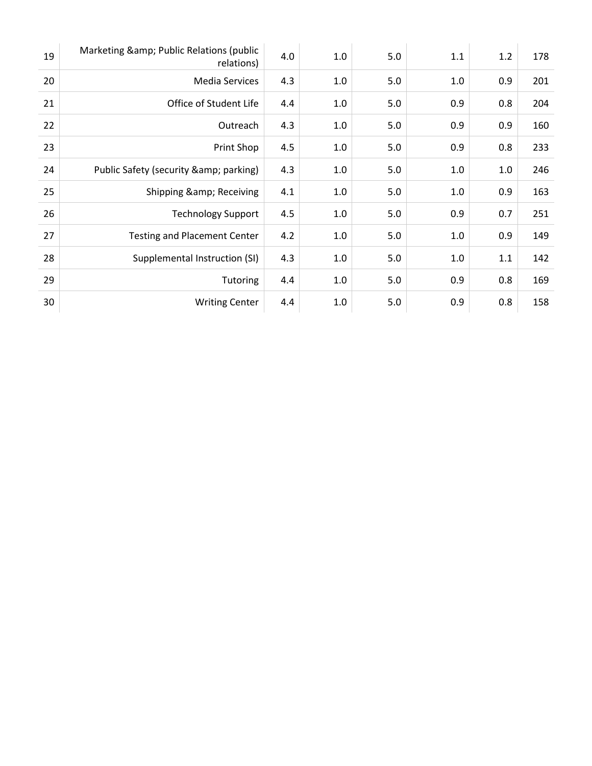| | | | | | | | |
|---|---|---|---|---|---|---|---|
| 19 | Marketing &amp; Public Relations (public relations) | 4.0 | 1.0 | 5.0 | 1.1 | 1.2 | 178 |
| 20 | Media Services | 4.3 | 1.0 | 5.0 | 1.0 | 0.9 | 201 |
| 21 | Office of Student Life | 4.4 | 1.0 | 5.0 | 0.9 | 0.8 | 204 |
| 22 | Outreach | 4.3 | 1.0 | 5.0 | 0.9 | 0.9 | 160 |
| 23 | Print Shop | 4.5 | 1.0 | 5.0 | 0.9 | 0.8 | 233 |
| 24 | Public Safety (security &amp; parking) | 4.3 | 1.0 | 5.0 | 1.0 | 1.0 | 246 |
| 25 | Shipping &amp; Receiving | 4.1 | 1.0 | 5.0 | 1.0 | 0.9 | 163 |
| 26 | Technology Support | 4.5 | 1.0 | 5.0 | 0.9 | 0.7 | 251 |
| 27 | Testing and Placement Center | 4.2 | 1.0 | 5.0 | 1.0 | 0.9 | 149 |
| 28 | Supplemental Instruction (SI) | 4.3 | 1.0 | 5.0 | 1.0 | 1.1 | 142 |
| 29 | Tutoring | 4.4 | 1.0 | 5.0 | 0.9 | 0.8 | 169 |
| 30 | Writing Center | 4.4 | 1.0 | 5.0 | 0.9 | 0.8 | 158 |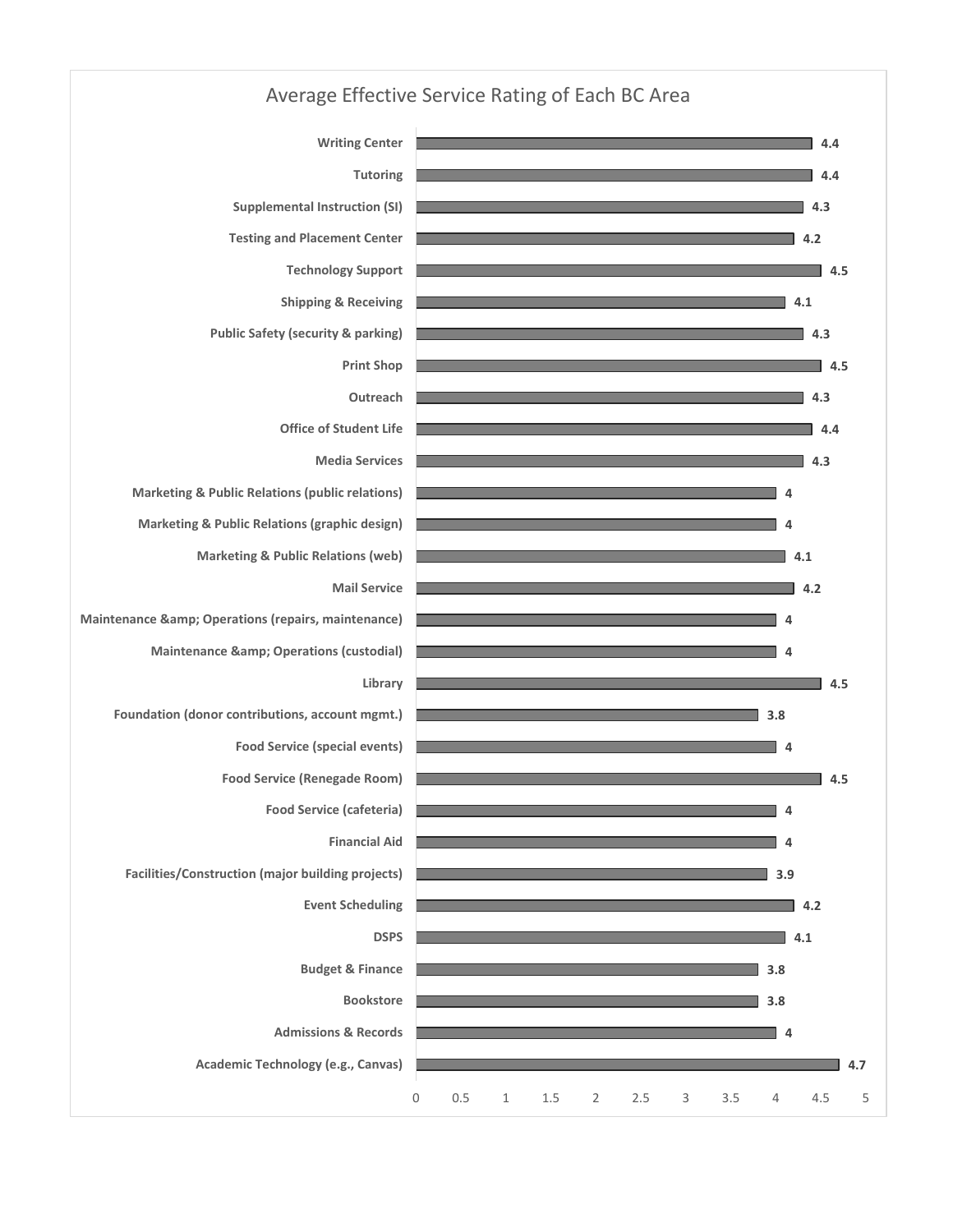## Average Effective Service Rating of Each BC Area

| BC Area | Average Rating |
| --- | --- |
| Writing Center | 4.4 |
| Tutoring | 4.4 |
| Supplemental Instruction (SI) | 4.3 |
| Testing and Placement Center | 4.2 |
| Technology Support | 4.5 |
| Shipping & Receiving | 4.1 |
| Public Safety (security & parking) | 4.3 |
| Print Shop | 4.5 |
| Outreach | 4.3 |
| Office of Student Life | 4.4 |
| Media Services | 4.3 |
| Marketing & Public Relations (public relations) | 4 |
| Marketing & Public Relations (graphic design) | 4 |
| Marketing & Public Relations (web) | 4.1 |
| Mail Service | 4.2 |
| Maintenance &amp; Operations (repairs, maintenance) | 4 |
| Maintenance &amp; Operations (custodial) | 4 |
| Library | 4.5 |
| Foundation (donor contributions, account mgmt.) | 3.8 |
| Food Service (special events) | 4 |
| Food Service (Renegade Room) | 4.5 |
| Food Service (cafeteria) | 4 |
| Financial Aid | 4 |
| Facilities/Construction (major building projects) | 3.9 |
| Event Scheduling | 4.2 |
| DSPS | 4.1 |
| Budget & Finance | 3.8 |
| Bookstore | 3.8 |
| Admissions & Records | 4 |
| Academic Technology (e.g., Canvas) | 4.7 |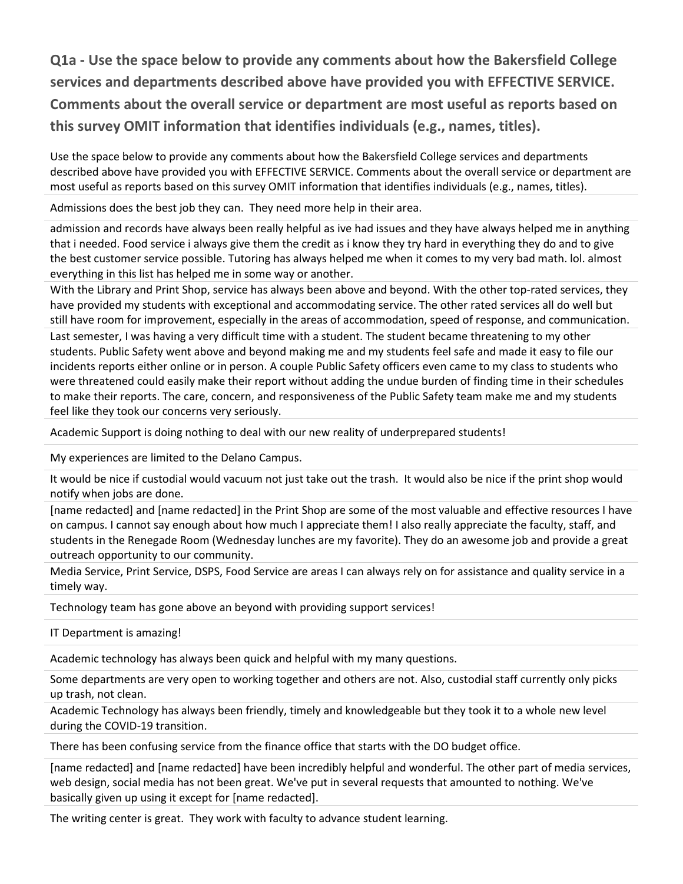## Q1a - Use the space below to provide any comments about how the Bakersfield College services and departments described above have provided you with EFFECTIVE SERVICE. Comments about the overall service or department are most useful as reports based on this survey OMIT information that identifies individuals (e.g., names, titles).

Use the space below to provide any comments about how the Bakersfield College services and departments described above have provided you with EFFECTIVE SERVICE. Comments about the overall service or department are most useful as reports based on this survey OMIT information that identifies individuals (e.g., names, titles).

Admissions does the best job they can. They need more help in their area.

admission and records have always been really helpful as ive had issues and they have always helped me in anything that i needed. Food service i always give them the credit as i know they try hard in everything they do and to give the best customer service possible. Tutoring has always helped me when it comes to my very bad math. lol. almost everything in this list has helped me in some way or another.

With the Library and Print Shop, service has always been above and beyond. With the other top-rated services, they have provided my students with exceptional and accommodating service. The other rated services all do well but still have room for improvement, especially in the areas of accommodation, speed of response, and communication.

Last semester, I was having a very difficult time with a student. The student became threatening to my other students. Public Safety went above and beyond making me and my students feel safe and made it easy to file our incidents reports either online or in person. A couple Public Safety officers even came to my class to students who were threatened could easily make their report without adding the undue burden of finding time in their schedules to make their reports. The care, concern, and responsiveness of the Public Safety team make me and my students feel like they took our concerns very seriously.

Academic Support is doing nothing to deal with our new reality of underprepared students!

My experiences are limited to the Delano Campus.

It would be nice if custodial would vacuum not just take out the trash. It would also be nice if the print shop would notify when jobs are done.

[name redacted] and [name redacted] in the Print Shop are some of the most valuable and effective resources I have on campus. I cannot say enough about how much I appreciate them! I also really appreciate the faculty, staff, and students in the Renegade Room (Wednesday lunches are my favorite). They do an awesome job and provide a great outreach opportunity to our community.

Media Service, Print Service, DSPS, Food Service are areas I can always rely on for assistance and quality service in a timely way.

Technology team has gone above an beyond with providing support services!

IT Department is amazing!

Academic technology has always been quick and helpful with my many questions.

Some departments are very open to working together and others are not. Also, custodial staff currently only picks up trash, not clean.

Academic Technology has always been friendly, timely and knowledgeable but they took it to a whole new level during the COVID-19 transition.

There has been confusing service from the finance office that starts with the DO budget office.

[name redacted] and [name redacted] have been incredibly helpful and wonderful. The other part of media services, web design, social media has not been great. We've put in several requests that amounted to nothing. We've basically given up using it except for [name redacted].

The writing center is great. They work with faculty to advance student learning.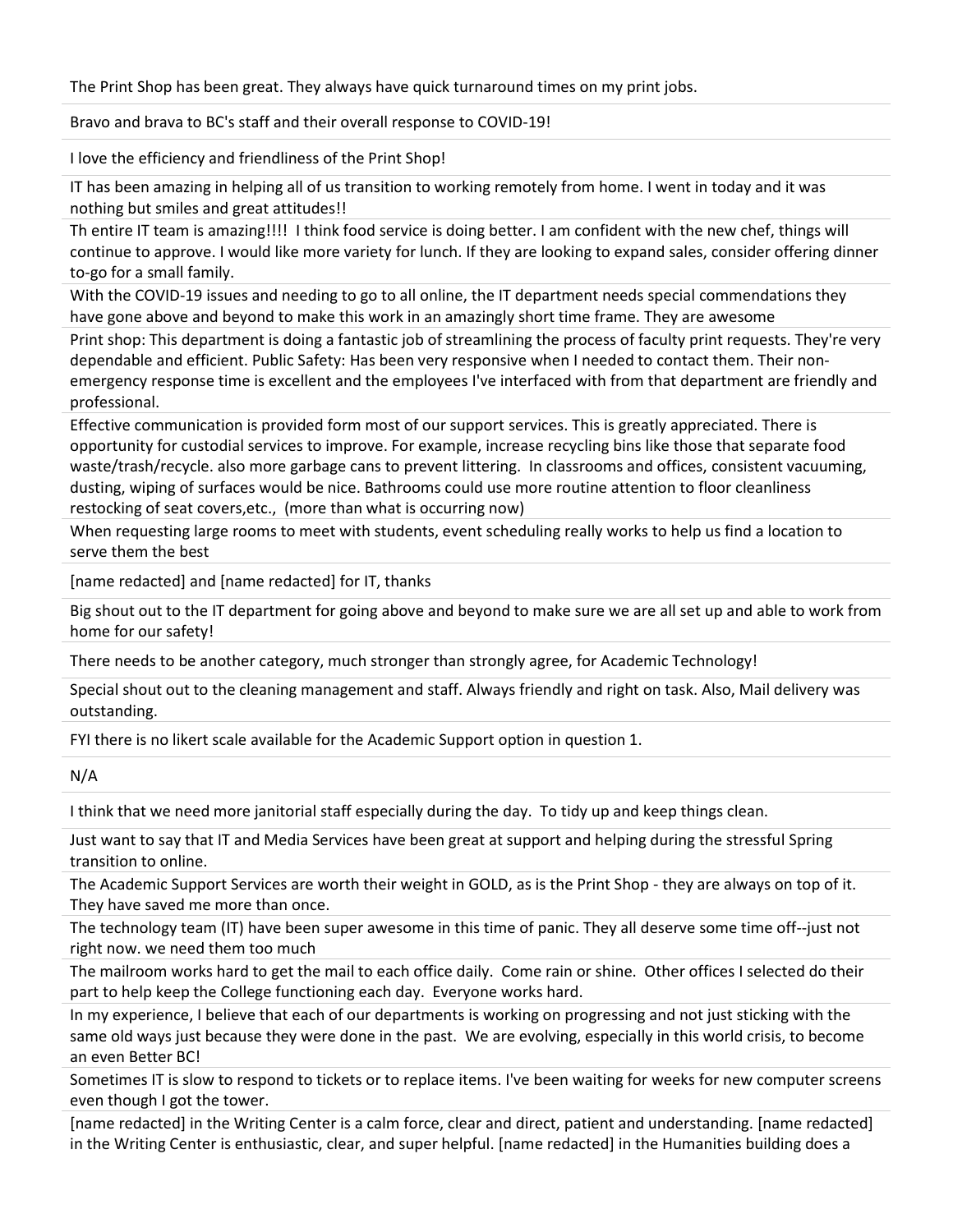The Print Shop has been great. They always have quick turnaround times on my print jobs.

Bravo and brava to BC's staff and their overall response to COVID-19!

I love the efficiency and friendliness of the Print Shop!

IT has been amazing in helping all of us transition to working remotely from home. I went in today and it was nothing but smiles and great attitudes!!

Th entire IT team is amazing!!!! I think food service is doing better. I am confident with the new chef, things will continue to approve. I would like more variety for lunch. If they are looking to expand sales, consider offering dinner to-go for a small family.

With the COVID-19 issues and needing to go to all online, the IT department needs special commendations they have gone above and beyond to make this work in an amazingly short time frame. They are awesome

Print shop: This department is doing a fantastic job of streamlining the process of faculty print requests. They're very dependable and efficient. Public Safety: Has been very responsive when I needed to contact them. Their non-emergency response time is excellent and the employees I've interfaced with from that department are friendly and professional.

Effective communication is provided form most of our support services. This is greatly appreciated. There is opportunity for custodial services to improve. For example, increase recycling bins like those that separate food waste/trash/recycle. also more garbage cans to prevent littering. In classrooms and offices, consistent vacuuming, dusting, wiping of surfaces would be nice. Bathrooms could use more routine attention to floor cleanliness restocking of seat covers,etc., (more than what is occurring now)

When requesting large rooms to meet with students, event scheduling really works to help us find a location to serve them the best

[name redacted] and [name redacted] for IT, thanks

Big shout out to the IT department for going above and beyond to make sure we are all set up and able to work from home for our safety!

There needs to be another category, much stronger than strongly agree, for Academic Technology!

Special shout out to the cleaning management and staff. Always friendly and right on task. Also, Mail delivery was outstanding.

FYI there is no likert scale available for the Academic Support option in question 1.

N/A

I think that we need more janitorial staff especially during the day. To tidy up and keep things clean.

Just want to say that IT and Media Services have been great at support and helping during the stressful Spring transition to online.

The Academic Support Services are worth their weight in GOLD, as is the Print Shop - they are always on top of it. They have saved me more than once.

The technology team (IT) have been super awesome in this time of panic. They all deserve some time off--just not right now. we need them too much

The mailroom works hard to get the mail to each office daily. Come rain or shine. Other offices I selected do their part to help keep the College functioning each day. Everyone works hard.

In my experience, I believe that each of our departments is working on progressing and not just sticking with the same old ways just because they were done in the past. We are evolving, especially in this world crisis, to become an even Better BC!

Sometimes IT is slow to respond to tickets or to replace items. I've been waiting for weeks for new computer screens even though I got the tower.

[name redacted] in the Writing Center is a calm force, clear and direct, patient and understanding. [name redacted] in the Writing Center is enthusiastic, clear, and super helpful. [name redacted] in the Humanities building does a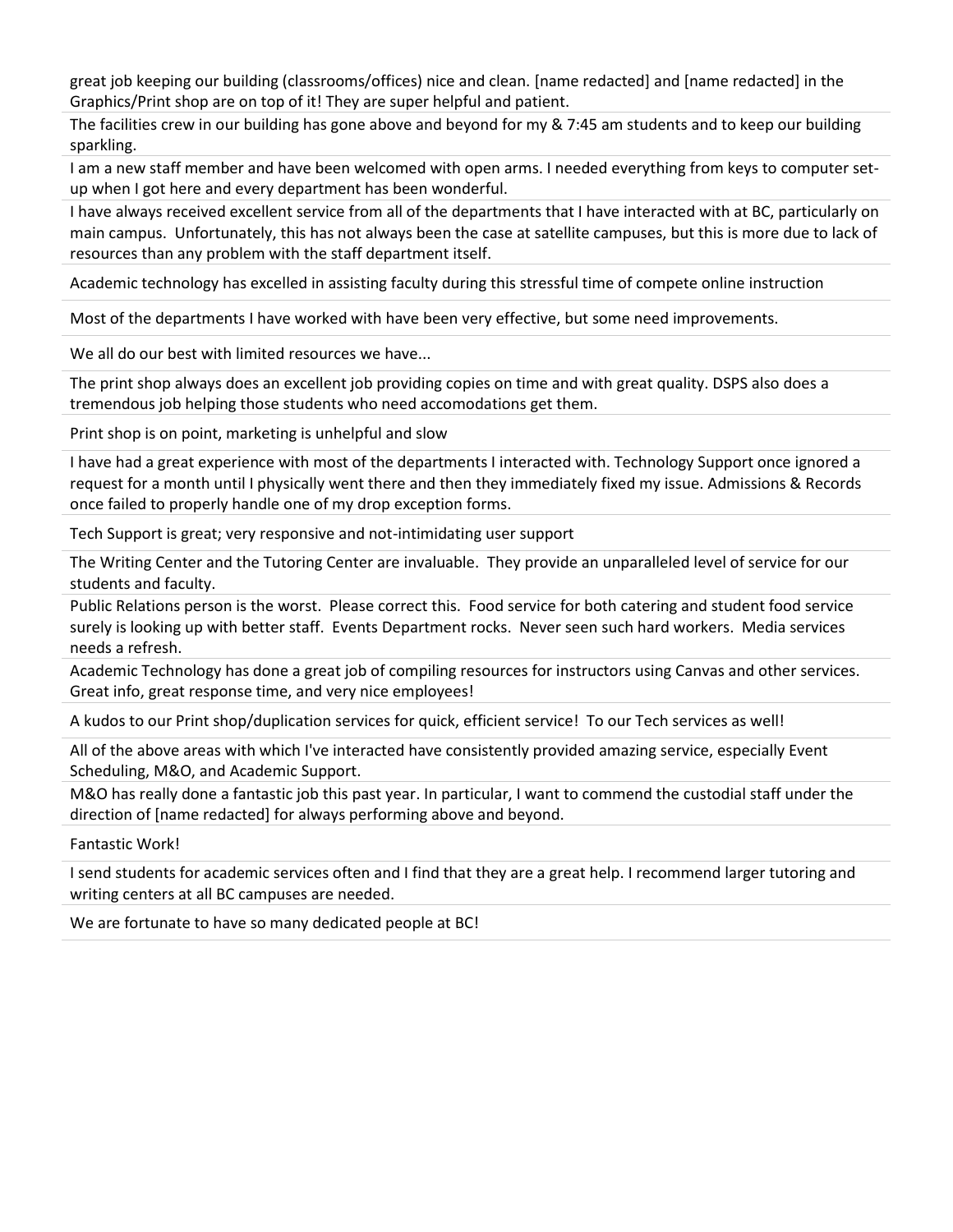great job keeping our building (classrooms/offices) nice and clean. [name redacted] and [name redacted] in the Graphics/Print shop are on top of it! They are super helpful and patient.

The facilities crew in our building has gone above and beyond for my & 7:45 am students and to keep our building sparkling.

I am a new staff member and have been welcomed with open arms. I needed everything from keys to computer set-up when I got here and every department has been wonderful.

I have always received excellent service from all of the departments that I have interacted with at BC, particularly on main campus. Unfortunately, this has not always been the case at satellite campuses, but this is more due to lack of resources than any problem with the staff department itself.

Academic technology has excelled in assisting faculty during this stressful time of compete online instruction

Most of the departments I have worked with have been very effective, but some need improvements.

We all do our best with limited resources we have...

The print shop always does an excellent job providing copies on time and with great quality. DSPS also does a tremendous job helping those students who need accomodations get them.

Print shop is on point, marketing is unhelpful and slow

I have had a great experience with most of the departments I interacted with. Technology Support once ignored a request for a month until I physically went there and then they immediately fixed my issue. Admissions & Records once failed to properly handle one of my drop exception forms.

Tech Support is great; very responsive and not-intimidating user support

The Writing Center and the Tutoring Center are invaluable. They provide an unparalleled level of service for our students and faculty.

Public Relations person is the worst. Please correct this. Food service for both catering and student food service surely is looking up with better staff. Events Department rocks. Never seen such hard workers. Media services needs a refresh.

Academic Technology has done a great job of compiling resources for instructors using Canvas and other services. Great info, great response time, and very nice employees!

A kudos to our Print shop/duplication services for quick, efficient service! To our Tech services as well!

All of the above areas with which I've interacted have consistently provided amazing service, especially Event Scheduling, M&O, and Academic Support.

M&O has really done a fantastic job this past year. In particular, I want to commend the custodial staff under the direction of [name redacted] for always performing above and beyond.

Fantastic Work!

I send students for academic services often and I find that they are a great help. I recommend larger tutoring and writing centers at all BC campuses are needed.

We are fortunate to have so many dedicated people at BC!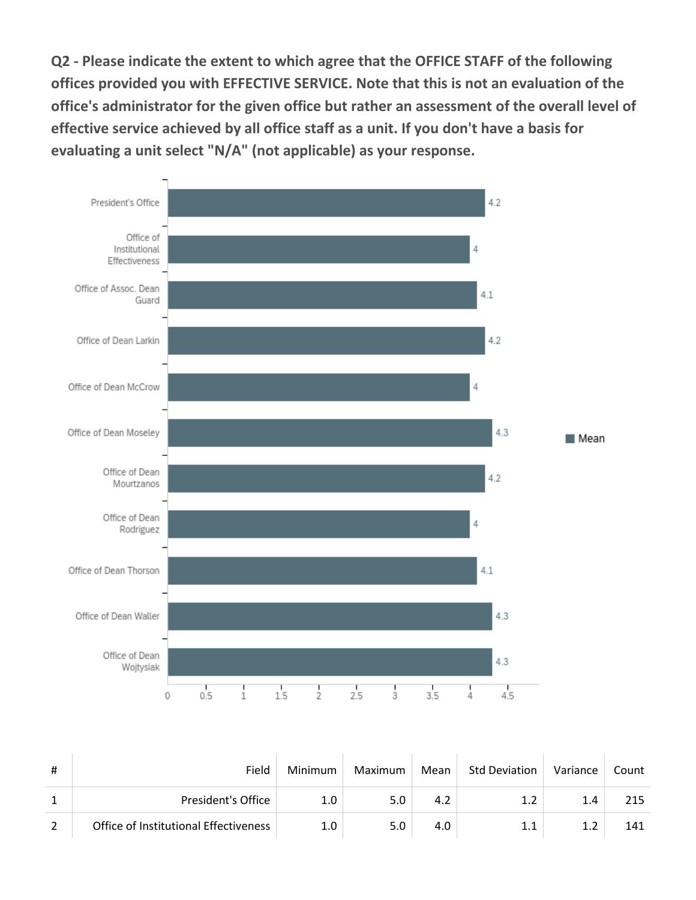**Q2 - Please indicate the extent to which agree that the OFFICE STAFF of the following offices provided you with EFFECTIVE SERVICE. Note that this is not an evaluation of the office's administrator for the given office but rather an assessment of the overall level of effective service achieved by all office staff as a unit. If you don't have a basis for evaluating a unit select "N/A" (not applicable) as your response.**

| # | Field | Minimum | Maximum | Mean | Std Deviation | Variance | Count |
|---|---|---|---|---|---|---|---|
| 1 | President's Office | 1.0 | 5.0 | 4.2 | 1.2 | 1.4 | 215 |
| 2 | Office of Institutional Effectiveness | 1.0 | 5.0 | 4.0 | 1.1 | 1.2 | 141 |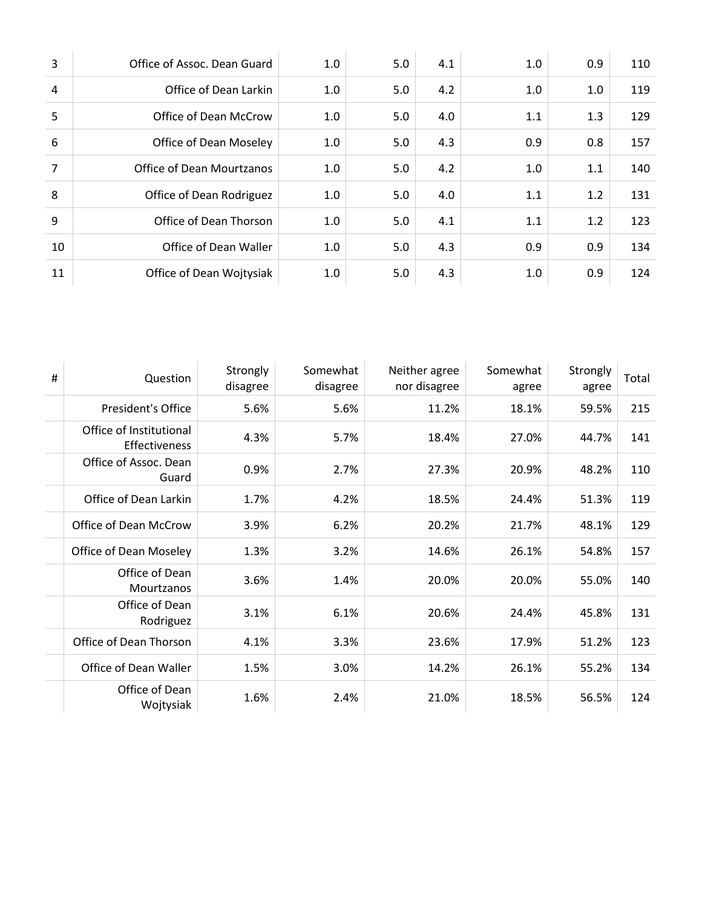| | | | | | | | |
|---|---|---|---|---|---|---|---|
| 3 | Office of Assoc. Dean Guard | 1.0 | 5.0 | 4.1 | 1.0 | 0.9 | 110 |
| 4 | Office of Dean Larkin | 1.0 | 5.0 | 4.2 | 1.0 | 1.0 | 119 |
| 5 | Office of Dean McCrow | 1.0 | 5.0 | 4.0 | 1.1 | 1.3 | 129 |
| 6 | Office of Dean Moseley | 1.0 | 5.0 | 4.3 | 0.9 | 0.8 | 157 |
| 7 | Office of Dean Mourtzanos | 1.0 | 5.0 | 4.2 | 1.0 | 1.1 | 140 |
| 8 | Office of Dean Rodriguez | 1.0 | 5.0 | 4.0 | 1.1 | 1.2 | 131 |
| 9 | Office of Dean Thorson | 1.0 | 5.0 | 4.1 | 1.1 | 1.2 | 123 |
| 10 | Office of Dean Waller | 1.0 | 5.0 | 4.3 | 0.9 | 0.9 | 134 |
| 11 | Office of Dean Wojtysiak | 1.0 | 5.0 | 4.3 | 1.0 | 0.9 | 124 |

| # | Question | Strongly disagree | Somewhat disagree | Neither agree nor disagree | Somewhat agree | Strongly agree | Total |
|---|---|---|---|---|---|---|---|
| | President's Office | 5.6% | 5.6% | 11.2% | 18.1% | 59.5% | 215 |
| | Office of Institutional Effectiveness | 4.3% | 5.7% | 18.4% | 27.0% | 44.7% | 141 |
| | Office of Assoc. Dean Guard | 0.9% | 2.7% | 27.3% | 20.9% | 48.2% | 110 |
| | Office of Dean Larkin | 1.7% | 4.2% | 18.5% | 24.4% | 51.3% | 119 |
| | Office of Dean McCrow | 3.9% | 6.2% | 20.2% | 21.7% | 48.1% | 129 |
| | Office of Dean Moseley | 1.3% | 3.2% | 14.6% | 26.1% | 54.8% | 157 |
| | Office of Dean Mourtzanos | 3.6% | 1.4% | 20.0% | 20.0% | 55.0% | 140 |
| | Office of Dean Rodriguez | 3.1% | 6.1% | 20.6% | 24.4% | 45.8% | 131 |
| | Office of Dean Thorson | 4.1% | 3.3% | 23.6% | 17.9% | 51.2% | 123 |
| | Office of Dean Waller | 1.5% | 3.0% | 14.2% | 26.1% | 55.2% | 134 |
| | Office of Dean Wojtysiak | 1.6% | 2.4% | 21.0% | 18.5% | 56.5% | 124 |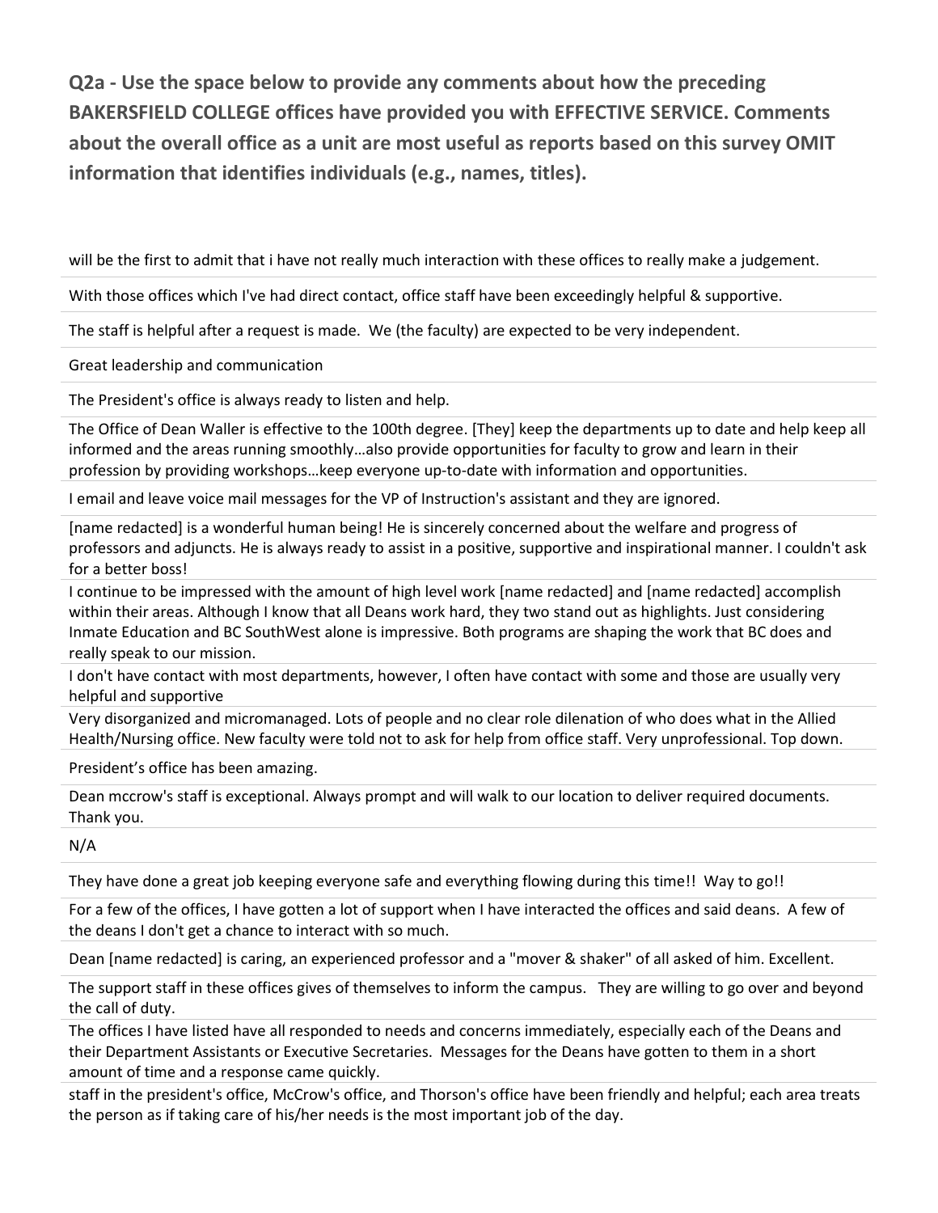**Q2a - Use the space below to provide any comments about how the preceding BAKERSFIELD COLLEGE offices have provided you with EFFECTIVE SERVICE. Comments about the overall office as a unit are most useful as reports based on this survey OMIT information that identifies individuals (e.g., names, titles).**

will be the first to admit that i have not really much interaction with these offices to really make a judgement.

With those offices which I've had direct contact, office staff have been exceedingly helpful & supportive.

The staff is helpful after a request is made. We (the faculty) are expected to be very independent.

Great leadership and communication

The President's office is always ready to listen and help.

The Office of Dean Waller is effective to the 100th degree. [They] keep the departments up to date and help keep all informed and the areas running smoothly…also provide opportunities for faculty to grow and learn in their profession by providing workshops…keep everyone up-to-date with information and opportunities.

I email and leave voice mail messages for the VP of Instruction's assistant and they are ignored.

[name redacted] is a wonderful human being! He is sincerely concerned about the welfare and progress of professors and adjuncts. He is always ready to assist in a positive, supportive and inspirational manner. I couldn't ask for a better boss!

I continue to be impressed with the amount of high level work [name redacted] and [name redacted] accomplish within their areas. Although I know that all Deans work hard, they two stand out as highlights. Just considering Inmate Education and BC SouthWest alone is impressive. Both programs are shaping the work that BC does and really speak to our mission.

I don't have contact with most departments, however, I often have contact with some and those are usually very helpful and supportive

Very disorganized and micromanaged. Lots of people and no clear role dilenation of who does what in the Allied Health/Nursing office. New faculty were told not to ask for help from office staff. Very unprofessional. Top down.

President's office has been amazing.

Dean mccrow's staff is exceptional. Always prompt and will walk to our location to deliver required documents. Thank you.

N/A

They have done a great job keeping everyone safe and everything flowing during this time!! Way to go!!

For a few of the offices, I have gotten a lot of support when I have interacted the offices and said deans. A few of the deans I don't get a chance to interact with so much.

Dean [name redacted] is caring, an experienced professor and a "mover & shaker" of all asked of him. Excellent.

The support staff in these offices gives of themselves to inform the campus. They are willing to go over and beyond the call of duty.

The offices I have listed have all responded to needs and concerns immediately, especially each of the Deans and their Department Assistants or Executive Secretaries. Messages for the Deans have gotten to them in a short amount of time and a response came quickly.

staff in the president's office, McCrow's office, and Thorson's office have been friendly and helpful; each area treats the person as if taking care of his/her needs is the most important job of the day.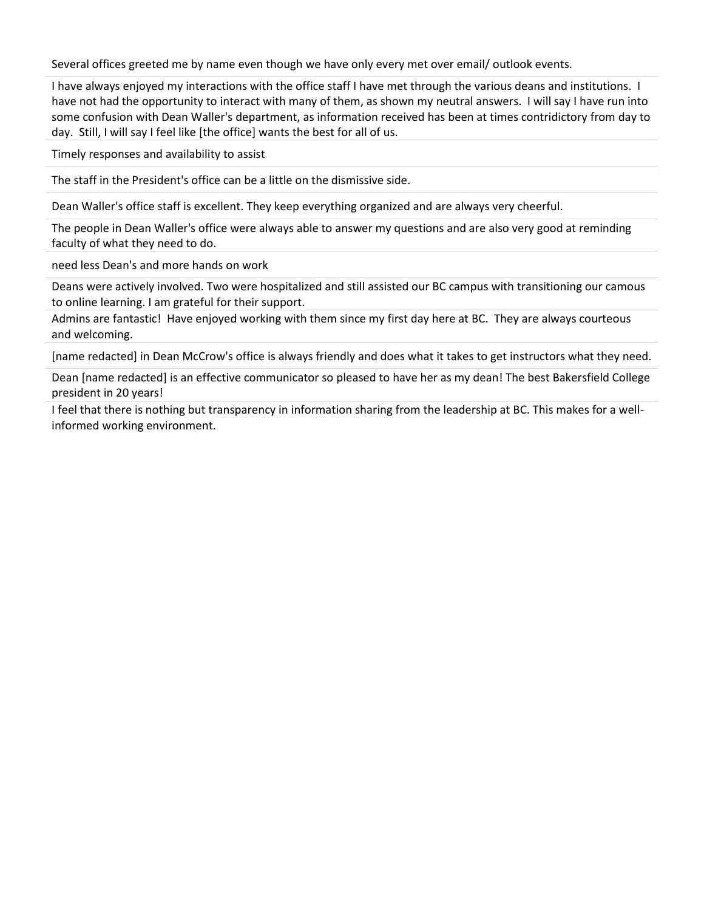Several offices greeted me by name even though we have only every met over email/ outlook events.

I have always enjoyed my interactions with the office staff I have met through the various deans and institutions. I have not had the opportunity to interact with many of them, as shown my neutral answers. I will say I have run into some confusion with Dean Waller's department, as information received has been at times contridictory from day to day. Still, I will say I feel like [the office] wants the best for all of us.

Timely responses and availability to assist

The staff in the President's office can be a little on the dismissive side.

Dean Waller's office staff is excellent. They keep everything organized and are always very cheerful.

The people in Dean Waller's office were always able to answer my questions and are also very good at reminding faculty of what they need to do.

need less Dean's and more hands on work

Deans were actively involved. Two were hospitalized and still assisted our BC campus with transitioning our camous to online learning. I am grateful for their support.

Admins are fantastic! Have enjoyed working with them since my first day here at BC. They are always courteous and welcoming.

[name redacted] in Dean McCrow's office is always friendly and does what it takes to get instructors what they need.

Dean [name redacted] is an effective communicator so pleased to have her as my dean! The best Bakersfield College president in 20 years!

I feel that there is nothing but transparency in information sharing from the leadership at BC. This makes for a well-informed working environment.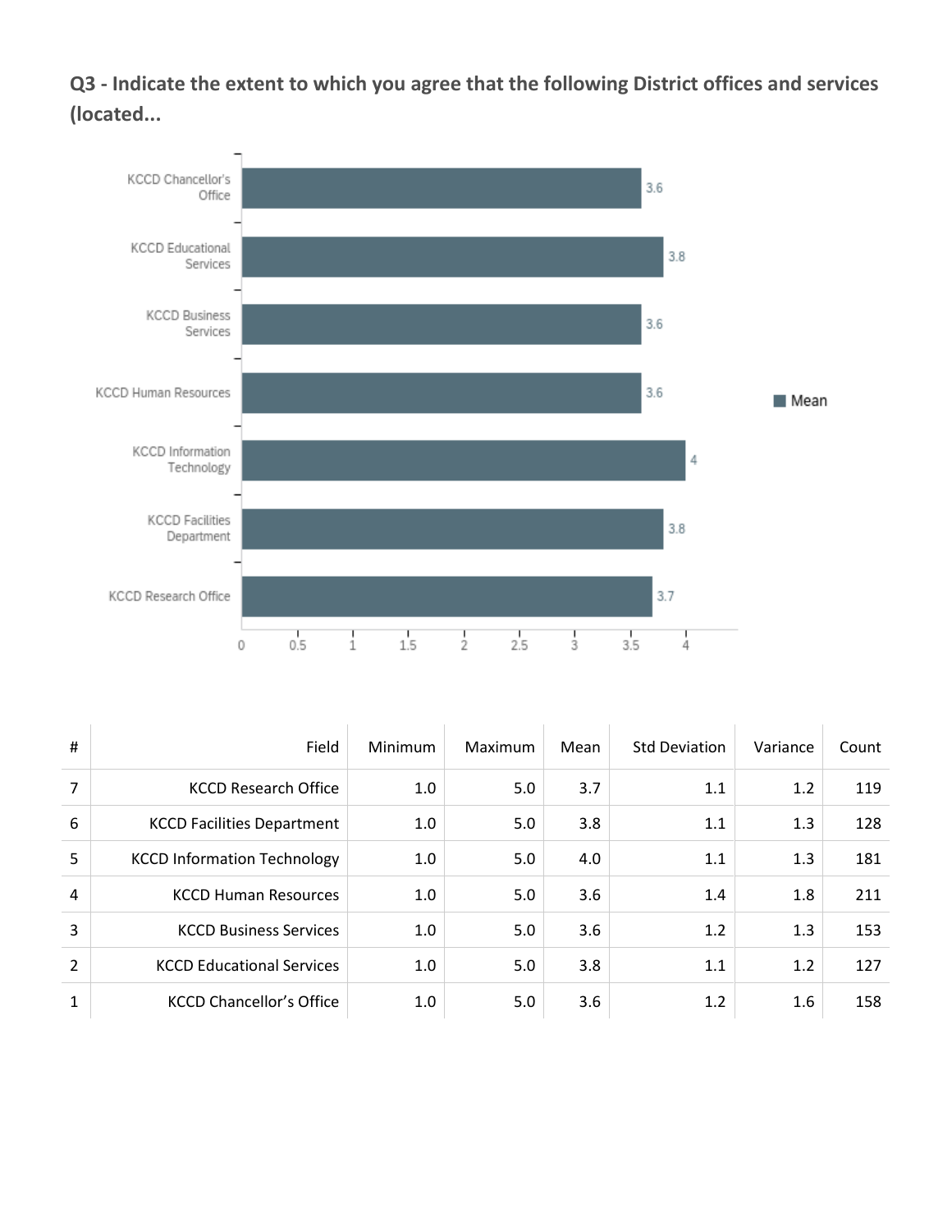## Q3 - Indicate the extent to which you agree that the following District offices and services (located...

| # | Field | Minimum | Maximum | Mean | Std Deviation | Variance | Count |
|---|---|---|---|---|---|---|---|
| 7 | KCCD Research Office | 1.0 | 5.0 | 3.7 | 1.1 | 1.2 | 119 |
| 6 | KCCD Facilities Department | 1.0 | 5.0 | 3.8 | 1.1 | 1.3 | 128 |
| 5 | KCCD Information Technology | 1.0 | 5.0 | 4.0 | 1.1 | 1.3 | 181 |
| 4 | KCCD Human Resources | 1.0 | 5.0 | 3.6 | 1.4 | 1.8 | 211 |
| 3 | KCCD Business Services | 1.0 | 5.0 | 3.6 | 1.2 | 1.3 | 153 |
| 2 | KCCD Educational Services | 1.0 | 5.0 | 3.8 | 1.1 | 1.2 | 127 |
| 1 | KCCD Chancellor's Office | 1.0 | 5.0 | 3.6 | 1.2 | 1.6 | 158 |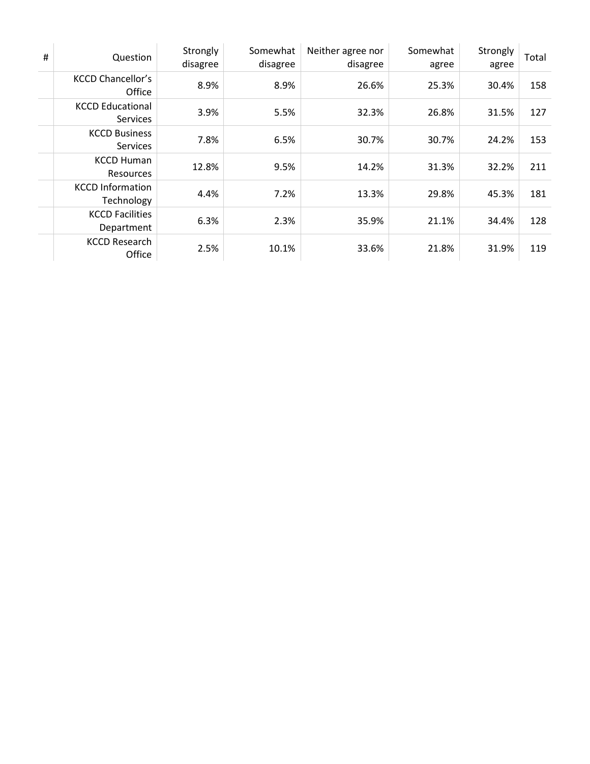| # | Question | Strongly disagree | Somewhat disagree | Neither agree nor disagree | Somewhat agree | Strongly agree | Total |
|---|---|---|---|---|---|---|---|
| | KCCD Chancellor's Office | 8.9% | 8.9% | 26.6% | 25.3% | 30.4% | 158 |
| | KCCD Educational Services | 3.9% | 5.5% | 32.3% | 26.8% | 31.5% | 127 |
| | KCCD Business Services | 7.8% | 6.5% | 30.7% | 30.7% | 24.2% | 153 |
| | KCCD Human Resources | 12.8% | 9.5% | 14.2% | 31.3% | 32.2% | 211 |
| | KCCD Information Technology | 4.4% | 7.2% | 13.3% | 29.8% | 45.3% | 181 |
| | KCCD Facilities Department | 6.3% | 2.3% | 35.9% | 21.1% | 34.4% | 128 |
| | KCCD Research Office | 2.5% | 10.1% | 33.6% | 21.8% | 31.9% | 119 |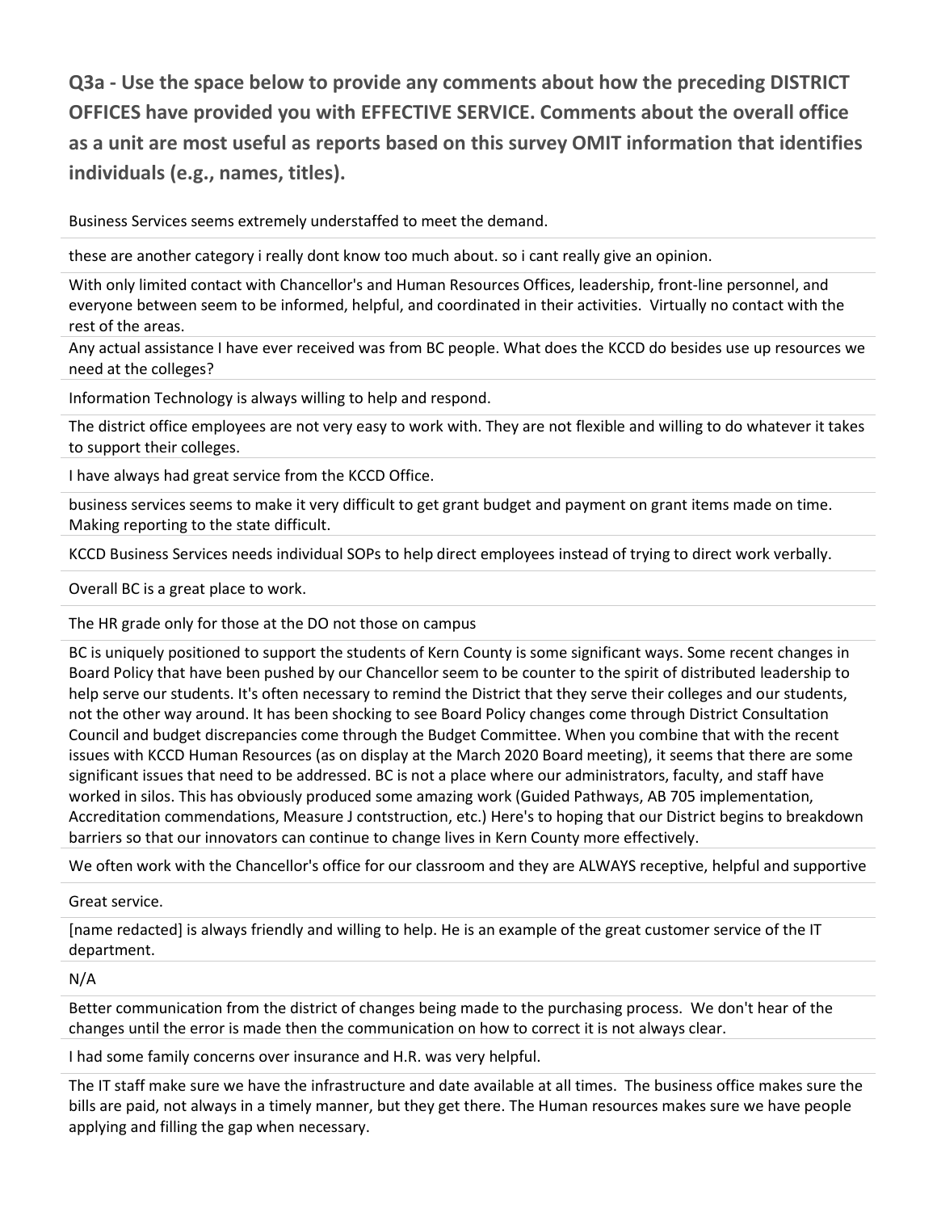**Q3a - Use the space below to provide any comments about how the preceding DISTRICT OFFICES have provided you with EFFECTIVE SERVICE. Comments about the overall office as a unit are most useful as reports based on this survey OMIT information that identifies individuals (e.g., names, titles).**

Business Services seems extremely understaffed to meet the demand.

these are another category i really dont know too much about. so i cant really give an opinion.

With only limited contact with Chancellor's and Human Resources Offices, leadership, front-line personnel, and everyone between seem to be informed, helpful, and coordinated in their activities. Virtually no contact with the rest of the areas.

Any actual assistance I have ever received was from BC people. What does the KCCD do besides use up resources we need at the colleges?

Information Technology is always willing to help and respond.

The district office employees are not very easy to work with. They are not flexible and willing to do whatever it takes to support their colleges.

I have always had great service from the KCCD Office.

business services seems to make it very difficult to get grant budget and payment on grant items made on time. Making reporting to the state difficult.

KCCD Business Services needs individual SOPs to help direct employees instead of trying to direct work verbally.

Overall BC is a great place to work.

The HR grade only for those at the DO not those on campus

BC is uniquely positioned to support the students of Kern County is some significant ways. Some recent changes in Board Policy that have been pushed by our Chancellor seem to be counter to the spirit of distributed leadership to help serve our students. It's often necessary to remind the District that they serve their colleges and our students, not the other way around. It has been shocking to see Board Policy changes come through District Consultation Council and budget discrepancies come through the Budget Committee. When you combine that with the recent issues with KCCD Human Resources (as on display at the March 2020 Board meeting), it seems that there are some significant issues that need to be addressed. BC is not a place where our administrators, faculty, and staff have worked in silos. This has obviously produced some amazing work (Guided Pathways, AB 705 implementation, Accreditation commendations, Measure J contstruction, etc.) Here's to hoping that our District begins to breakdown barriers so that our innovators can continue to change lives in Kern County more effectively.

We often work with the Chancellor's office for our classroom and they are ALWAYS receptive, helpful and supportive

Great service.

[name redacted] is always friendly and willing to help. He is an example of the great customer service of the IT department.

N/A

Better communication from the district of changes being made to the purchasing process. We don't hear of the changes until the error is made then the communication on how to correct it is not always clear.

I had some family concerns over insurance and H.R. was very helpful.

The IT staff make sure we have the infrastructure and date available at all times. The business office makes sure the bills are paid, not always in a timely manner, but they get there. The Human resources makes sure we have people applying and filling the gap when necessary.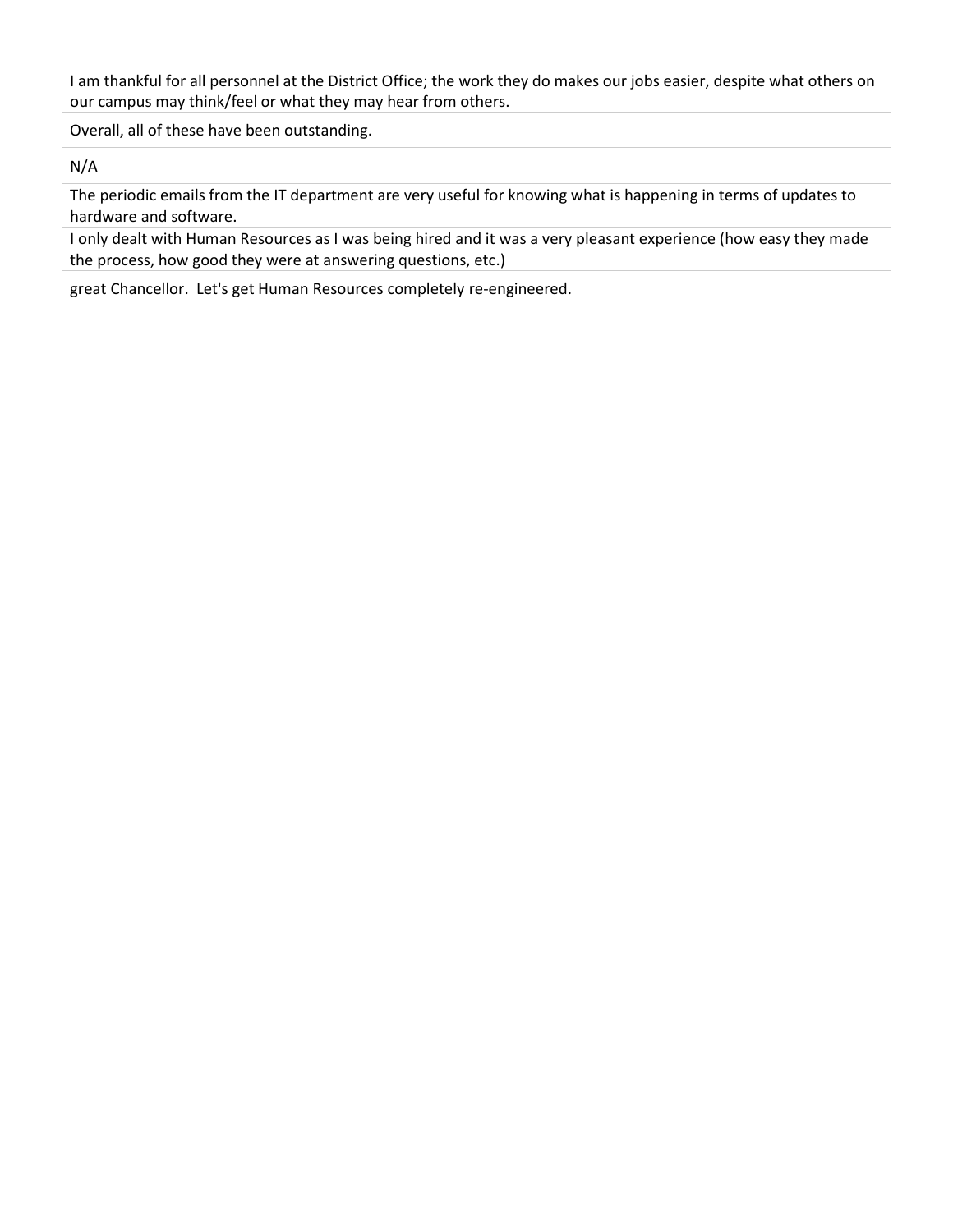I am thankful for all personnel at the District Office; the work they do makes our jobs easier, despite what others on our campus may think/feel or what they may hear from others.

Overall, all of these have been outstanding.

N/A

The periodic emails from the IT department are very useful for knowing what is happening in terms of updates to hardware and software.

I only dealt with Human Resources as I was being hired and it was a very pleasant experience (how easy they made the process, how good they were at answering questions, etc.)

great Chancellor. Let's get Human Resources completely re-engineered.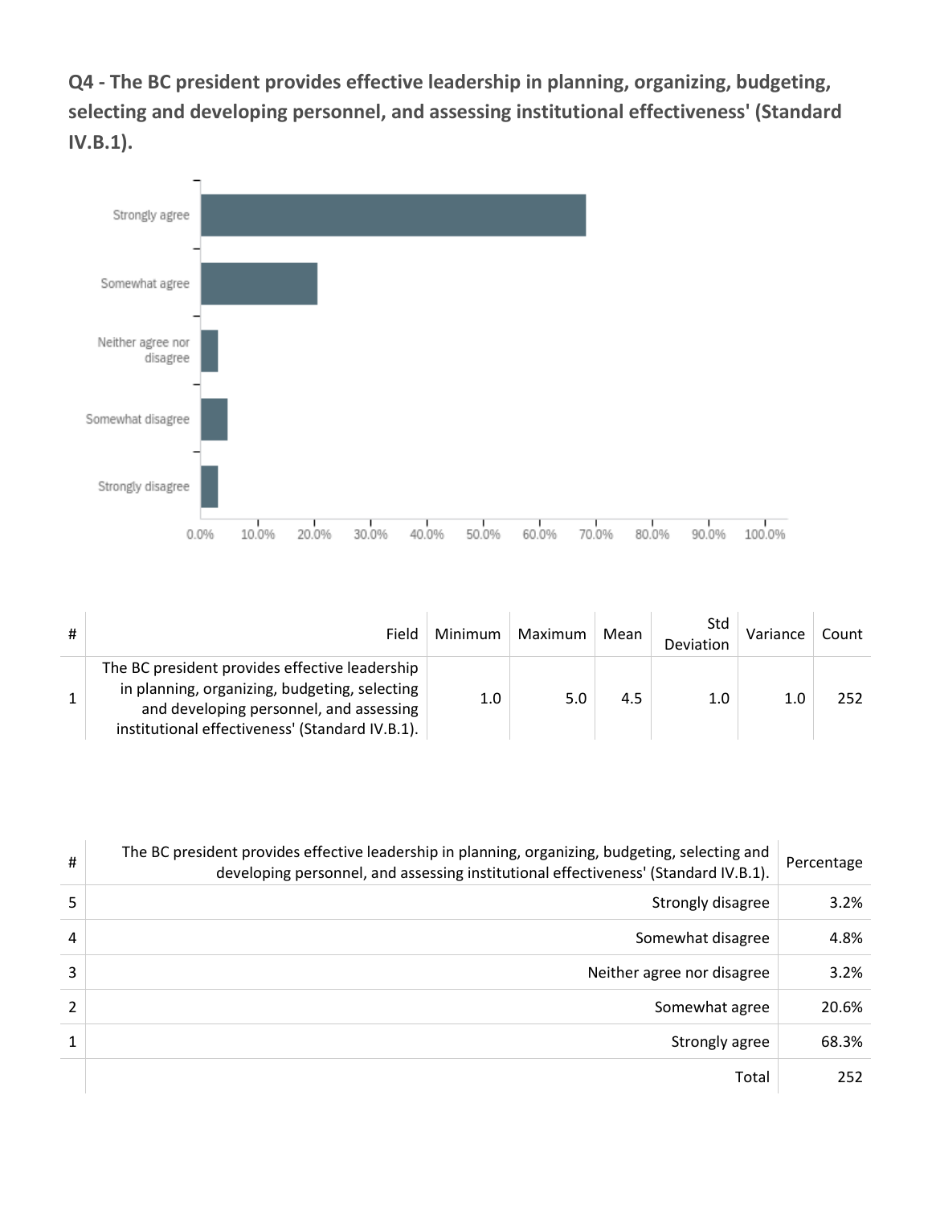## Q4 - The BC president provides effective leadership in planning, organizing, budgeting, selecting and developing personnel, and assessing institutional effectiveness' (Standard IV.B.1).

| # | Field | Minimum | Maximum | Mean | Std Deviation | Variance | Count |
|---|---|---|---|---|---|---|---|
| 1 | The BC president provides effective leadership in planning, organizing, budgeting, selecting and developing personnel, and assessing institutional effectiveness' (Standard IV.B.1). | 1.0 | 5.0 | 4.5 | 1.0 | 1.0 | 252 |

| # | The BC president provides effective leadership in planning, organizing, budgeting, selecting and developing personnel, and assessing institutional effectiveness' (Standard IV.B.1). | Percentage |
|---|---|---|
| 5 | Strongly disagree | 3.2% |
| 4 | Somewhat disagree | 4.8% |
| 3 | Neither agree nor disagree | 3.2% |
| 2 | Somewhat agree | 20.6% |
| 1 | Strongly agree | 68.3% |
| | Total | 252 |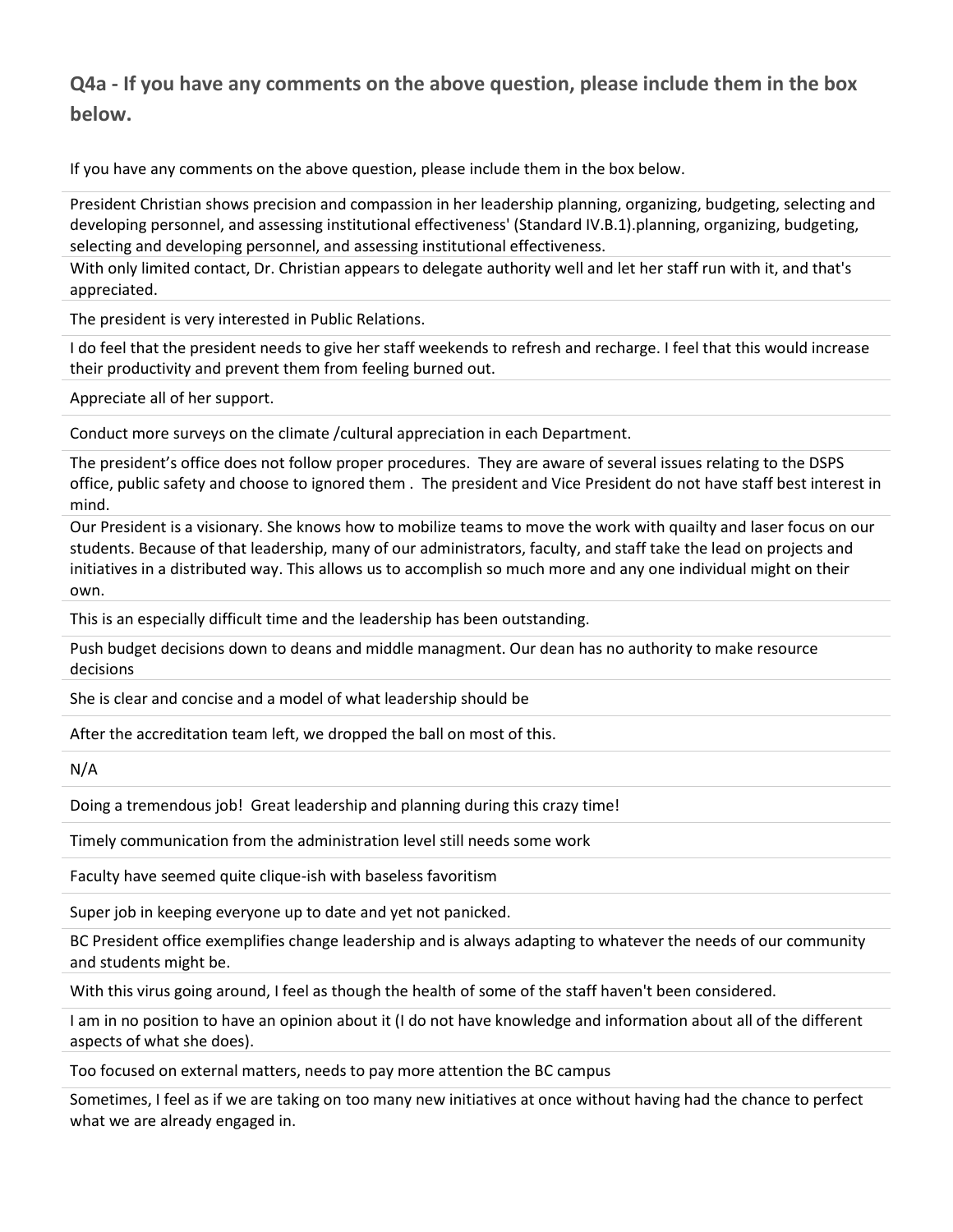## Q4a - If you have any comments on the above question, please include them in the box below.

| If you have any comments on the above question, please include them in the box below. |
| --- |
| President Christian shows precision and compassion in her leadership planning, organizing, budgeting, selecting and developing personnel, and assessing institutional effectiveness' (Standard IV.B.1).planning, organizing, budgeting, selecting and developing personnel, and assessing institutional effectiveness. |
| With only limited contact, Dr. Christian appears to delegate authority well and let her staff run with it, and that's appreciated. |
| The president is very interested in Public Relations. |
| I do feel that the president needs to give her staff weekends to refresh and recharge. I feel that this would increase their productivity and prevent them from feeling burned out. |
| Appreciate all of her support. |
| Conduct more surveys on the climate /cultural appreciation in each Department. |
| The president's office does not follow proper procedures. They are aware of several issues relating to the DSPS office, public safety and choose to ignored them . The president and Vice President do not have staff best interest in mind. |
| Our President is a visionary. She knows how to mobilize teams to move the work with quailty and laser focus on our students. Because of that leadership, many of our administrators, faculty, and staff take the lead on projects and initiatives in a distributed way. This allows us to accomplish so much more and any one individual might on their own. |
| This is an especially difficult time and the leadership has been outstanding. |
| Push budget decisions down to deans and middle managment. Our dean has no authority to make resource decisions |
| She is clear and concise and a model of what leadership should be |
| After the accreditation team left, we dropped the ball on most of this. |
| N/A |
| Doing a tremendous job! Great leadership and planning during this crazy time! |
| Timely communication from the administration level still needs some work |
| Faculty have seemed quite clique-ish with baseless favoritism |
| Super job in keeping everyone up to date and yet not panicked. |
| BC President office exemplifies change leadership and is always adapting to whatever the needs of our community and students might be. |
| With this virus going around, I feel as though the health of some of the staff haven't been considered. |
| I am in no position to have an opinion about it (I do not have knowledge and information about all of the different aspects of what she does). |
| Too focused on external matters, needs to pay more attention the BC campus |
| Sometimes, I feel as if we are taking on too many new initiatives at once without having had the chance to perfect what we are already engaged in. |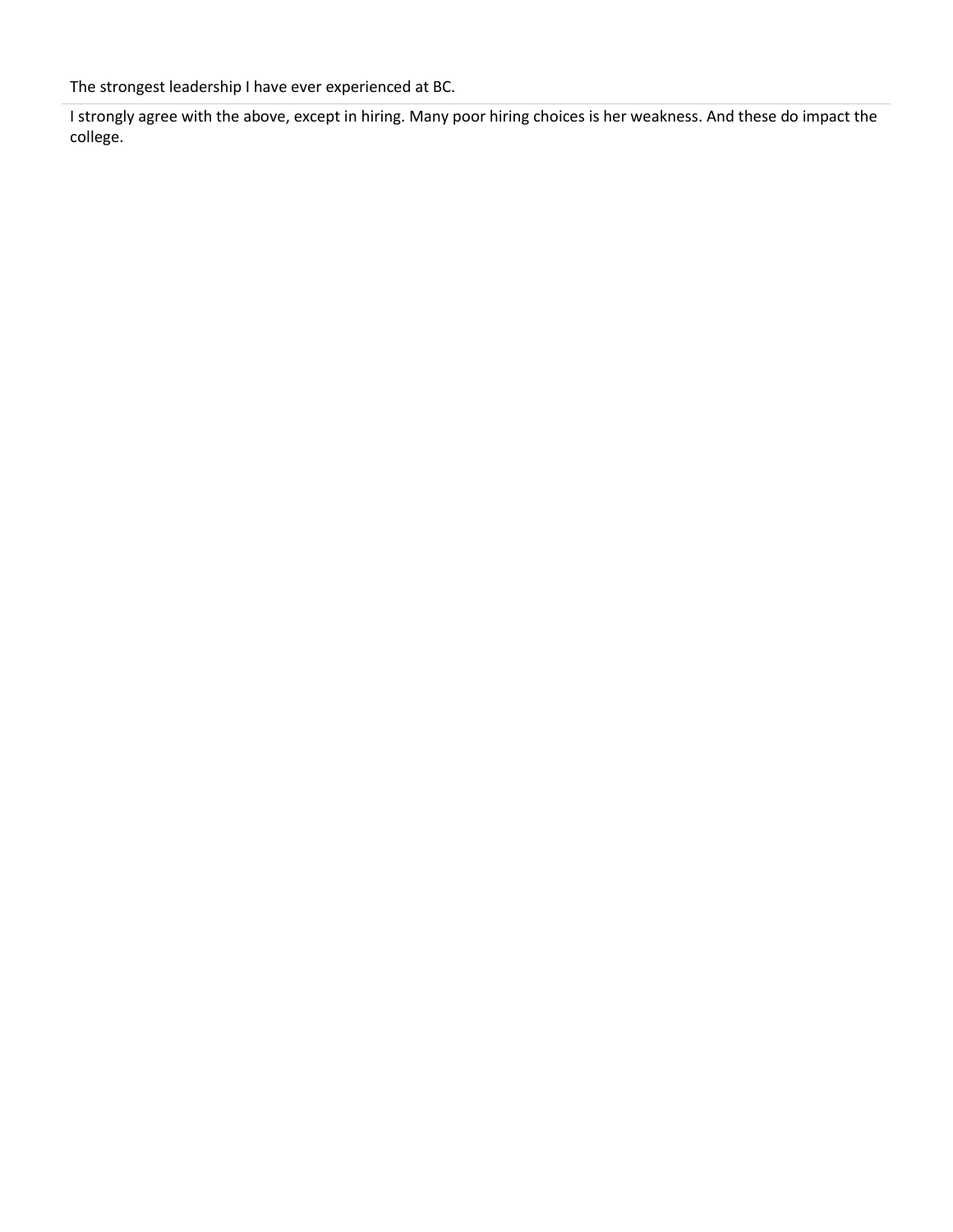The strongest leadership I have ever experienced at BC.

I strongly agree with the above, except in hiring. Many poor hiring choices is her weakness. And these do impact the college.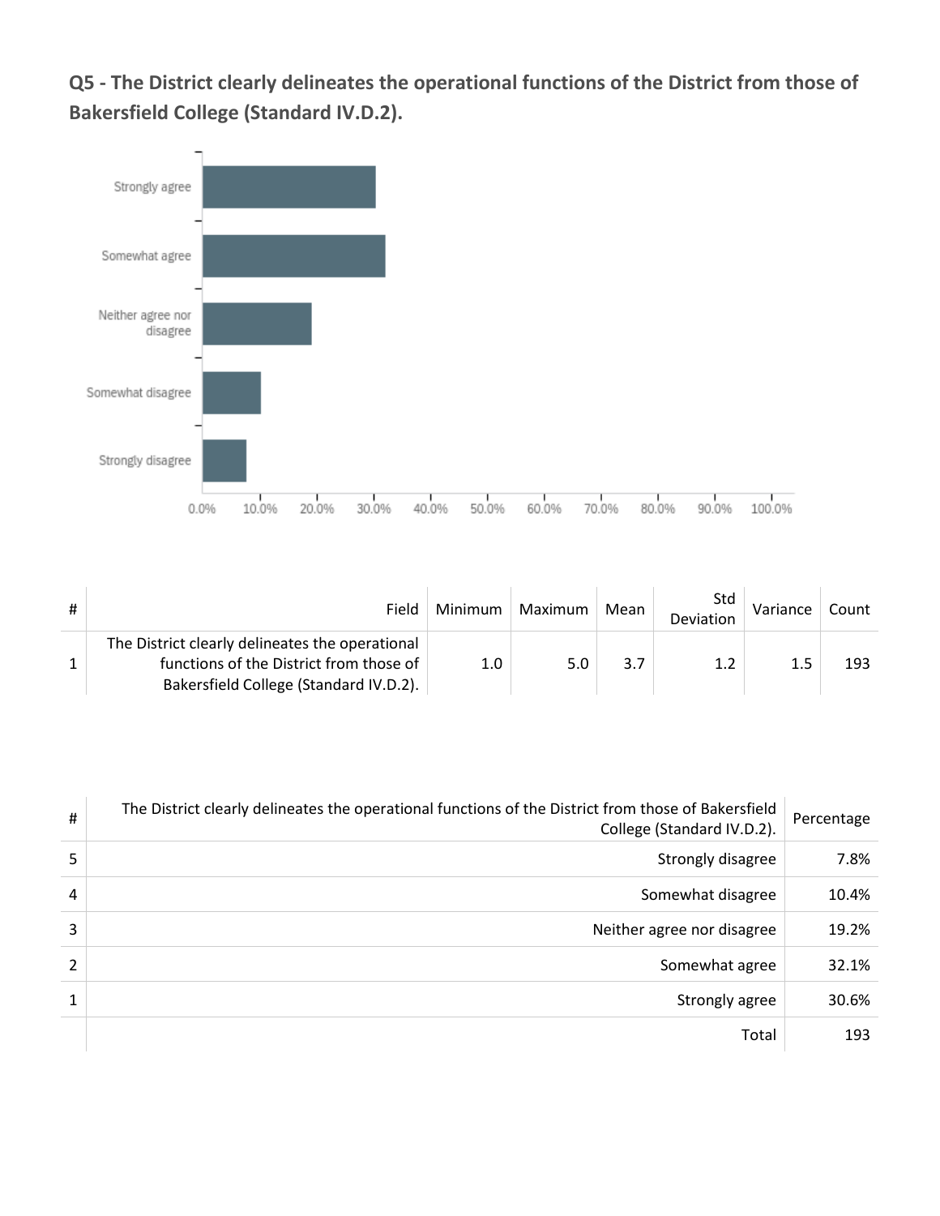## Q5 - The District clearly delineates the operational functions of the District from those of Bakersfield College (Standard IV.D.2).

| # | Field | Minimum | Maximum | Mean | Std Deviation | Variance | Count |
|---|---|---|---|---|---|---|---|
| 1 | The District clearly delineates the operational functions of the District from those of Bakersfield College (Standard IV.D.2). | 1.0 | 5.0 | 3.7 | 1.2 | 1.5 | 193 |

| # | The District clearly delineates the operational functions of the District from those of Bakersfield College (Standard IV.D.2). | Percentage |
|---|---|---|
| 5 | Strongly disagree | 7.8% |
| 4 | Somewhat disagree | 10.4% |
| 3 | Neither agree nor disagree | 19.2% |
| 2 | Somewhat agree | 32.1% |
| 1 | Strongly agree | 30.6% |
| | Total | 193 |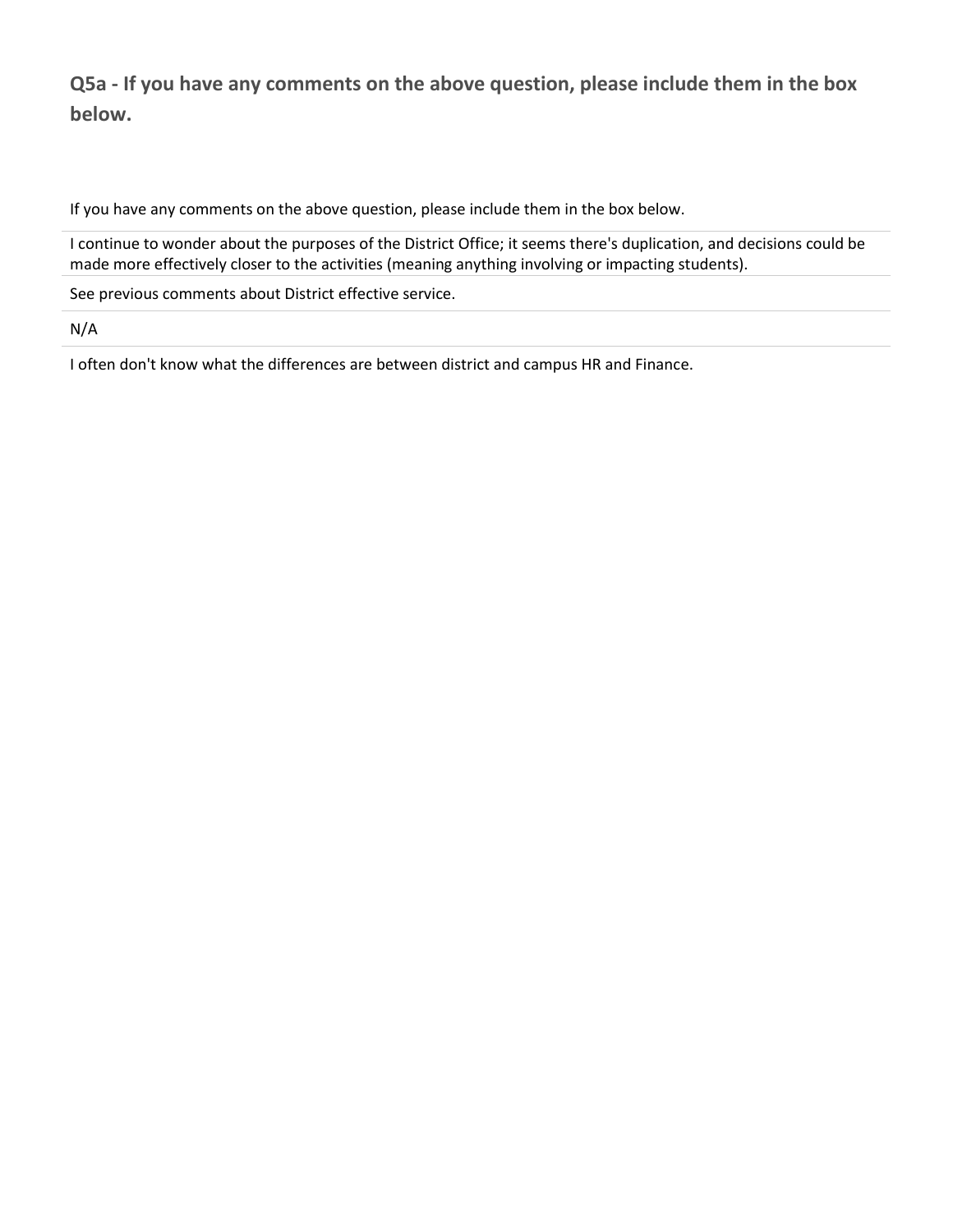## Q5a - If you have any comments on the above question, please include them in the box below.

| If you have any comments on the above question, please include them in the box below. |
| --- |
| I continue to wonder about the purposes of the District Office; it seems there's duplication, and decisions could be made more effectively closer to the activities (meaning anything involving or impacting students). |
| See previous comments about District effective service. |
| N/A |
| I often don't know what the differences are between district and campus HR and Finance. |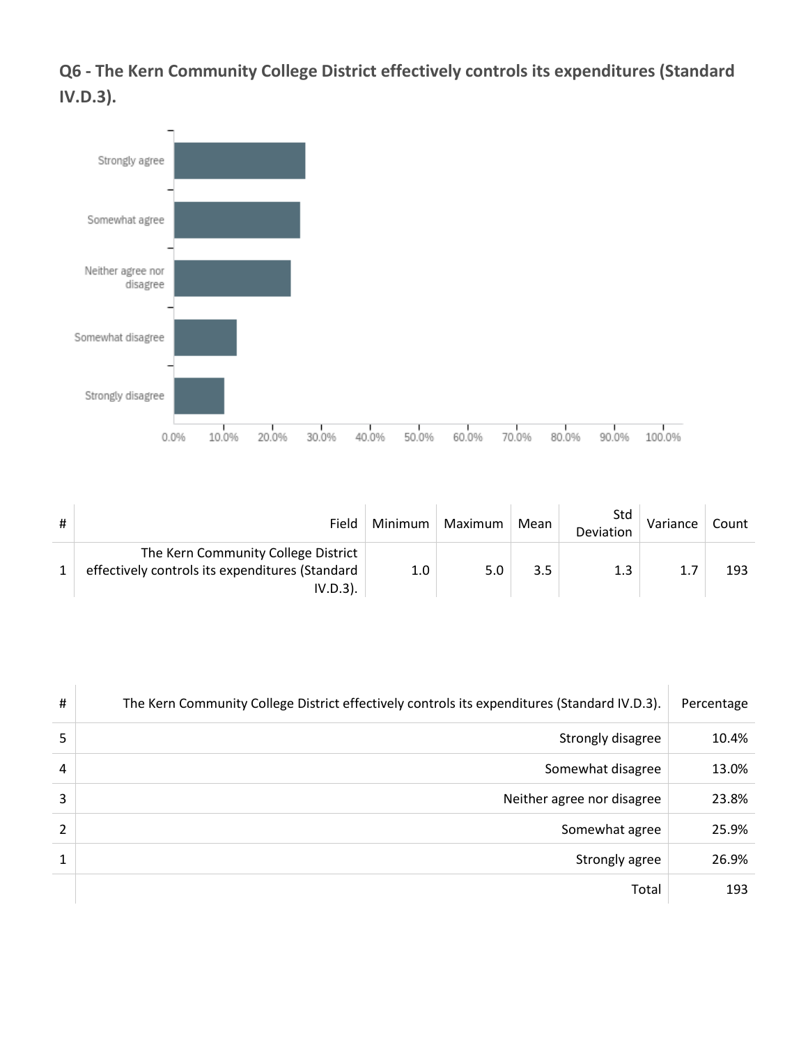## Q6 - The Kern Community College District effectively controls its expenditures (Standard IV.D.3).

| # | Field | Minimum | Maximum | Mean | Std Deviation | Variance | Count |
|---|---|---|---|---|---|---|---|
| 1 | The Kern Community College District effectively controls its expenditures (Standard IV.D.3). | 1.0 | 5.0 | 3.5 | 1.3 | 1.7 | 193 |

| # | The Kern Community College District effectively controls its expenditures (Standard IV.D.3). | Percentage |
|---|---|---|
| 5 | Strongly disagree | 10.4% |
| 4 | Somewhat disagree | 13.0% |
| 3 | Neither agree nor disagree | 23.8% |
| 2 | Somewhat agree | 25.9% |
| 1 | Strongly agree | 26.9% |
| | Total | 193 |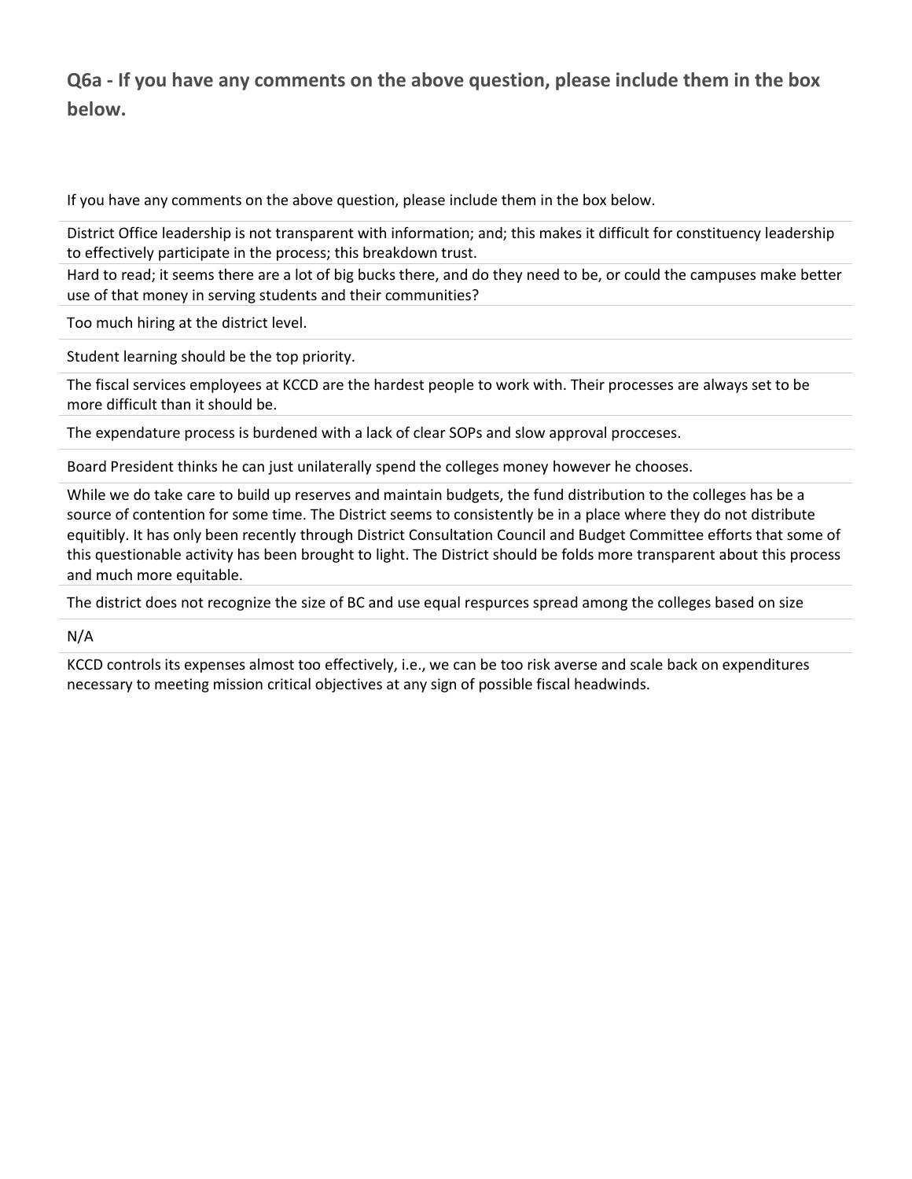## Q6a - If you have any comments on the above question, please include them in the box below.

| If you have any comments on the above question, please include them in the box below. |
|---|
| District Office leadership is not transparent with information; and; this makes it difficult for constituency leadership to effectively participate in the process; this breakdown trust. |
| Hard to read; it seems there are a lot of big bucks there, and do they need to be, or could the campuses make better use of that money in serving students and their communities? |
| Too much hiring at the district level. |
| Student learning should be the top priority. |
| The fiscal services employees at KCCD are the hardest people to work with. Their processes are always set to be more difficult than it should be. |
| The expendature process is burdened with a lack of clear SOPs and slow approval procceses. |
| Board President thinks he can just unilaterally spend the colleges money however he chooses. |
| While we do take care to build up reserves and maintain budgets, the fund distribution to the colleges has be a source of contention for some time. The District seems to consistently be in a place where they do not distribute equitibly. It has only been recently through District Consultation Council and Budget Committee efforts that some of this questionable activity has been brought to light. The District should be folds more transparent about this process and much more equitable. |
| The district does not recognize the size of BC and use equal respurces spread among the colleges based on size |
| N/A |
| KCCD controls its expenses almost too effectively, i.e., we can be too risk averse and scale back on expenditures necessary to meeting mission critical objectives at any sign of possible fiscal headwinds. |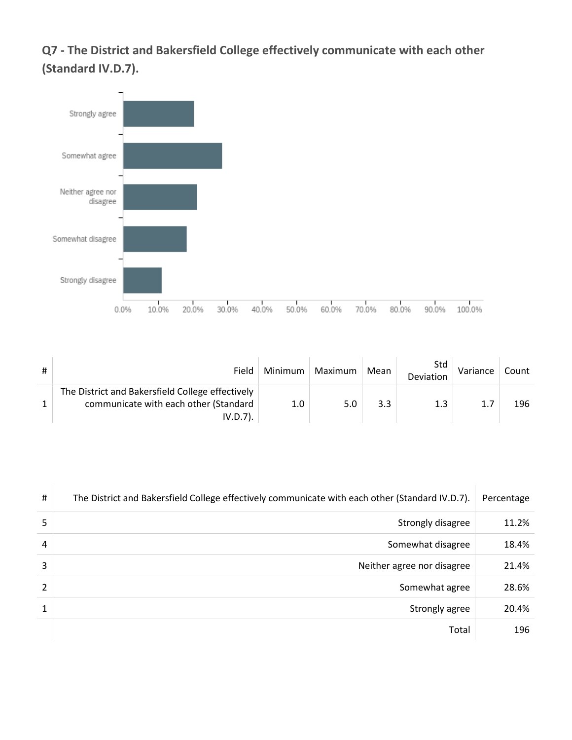## Q7 - The District and Bakersfield College effectively communicate with each other (Standard IV.D.7).

| # | Field | Minimum | Maximum | Mean | Std Deviation | Variance | Count |
|---|---|---|---|---|---|---|---|
| 1 | The District and Bakersfield College effectively communicate with each other (Standard IV.D.7). | 1.0 | 5.0 | 3.3 | 1.3 | 1.7 | 196 |

| # | The District and Bakersfield College effectively communicate with each other (Standard IV.D.7). | Percentage |
|---|---|---|
| 5 | Strongly disagree | 11.2% |
| 4 | Somewhat disagree | 18.4% |
| 3 | Neither agree nor disagree | 21.4% |
| 2 | Somewhat agree | 28.6% |
| 1 | Strongly agree | 20.4% |
| | Total | 196 |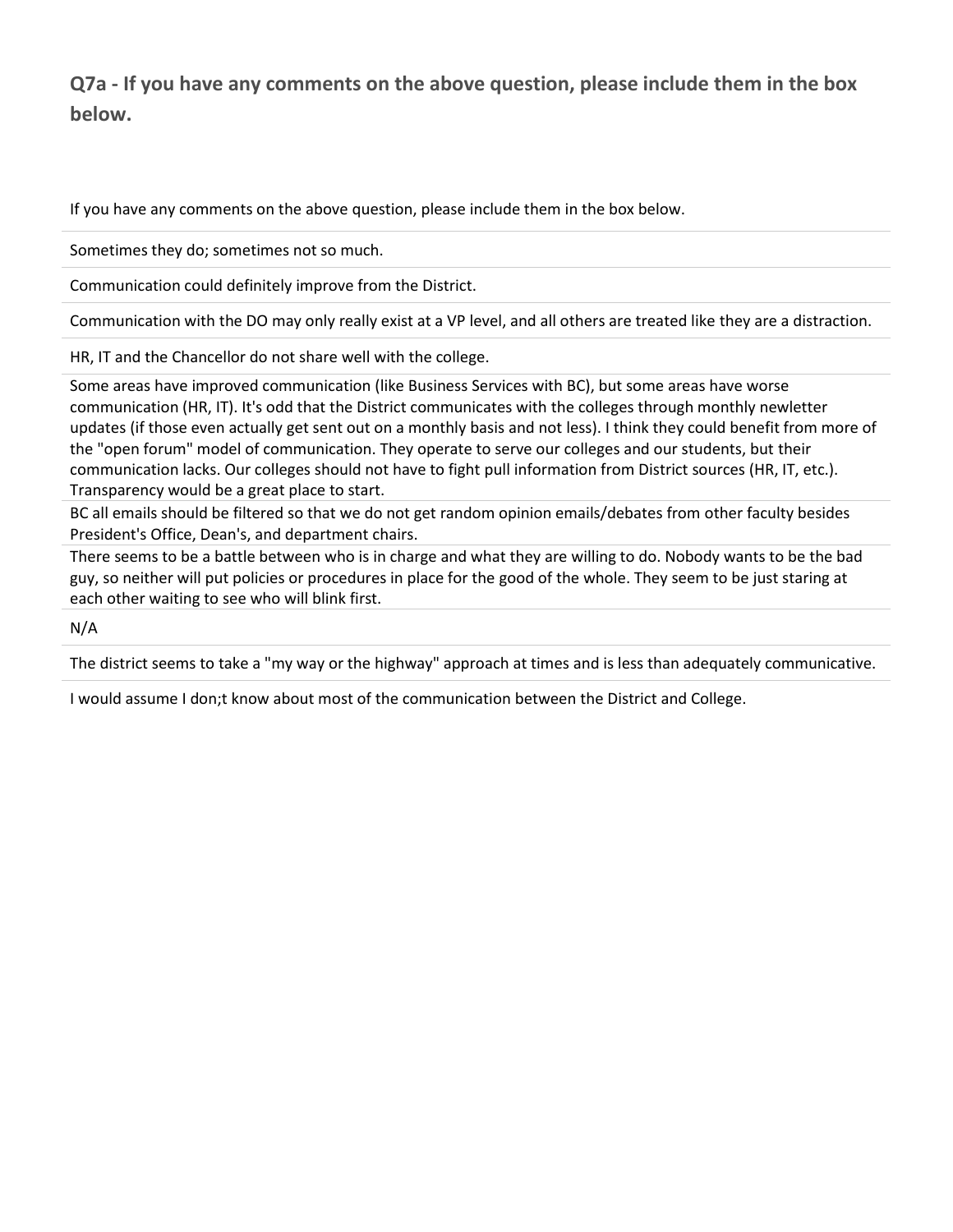## Q7a - If you have any comments on the above question, please include them in the box below.

| If you have any comments on the above question, please include them in the box below. |
| --- |
| Sometimes they do; sometimes not so much. |
| Communication could definitely improve from the District. |
| Communication with the DO may only really exist at a VP level, and all others are treated like they are a distraction. |
| HR, IT and the Chancellor do not share well with the college. |
| Some areas have improved communication (like Business Services with BC), but some areas have worse communication (HR, IT). It's odd that the District communicates with the colleges through monthly newletter updates (if those even actually get sent out on a monthly basis and not less). I think they could benefit from more of the "open forum" model of communication. They operate to serve our colleges and our students, but their communication lacks. Our colleges should not have to fight pull information from District sources (HR, IT, etc.). Transparency would be a great place to start. |
| BC all emails should be filtered so that we do not get random opinion emails/debates from other faculty besides President's Office, Dean's, and department chairs. |
| There seems to be a battle between who is in charge and what they are willing to do. Nobody wants to be the bad guy, so neither will put policies or procedures in place for the good of the whole. They seem to be just staring at each other waiting to see who will blink first. |
| N/A |
| The district seems to take a "my way or the highway" approach at times and is less than adequately communicative. |
| I would assume I don;t know about most of the communication between the District and College. |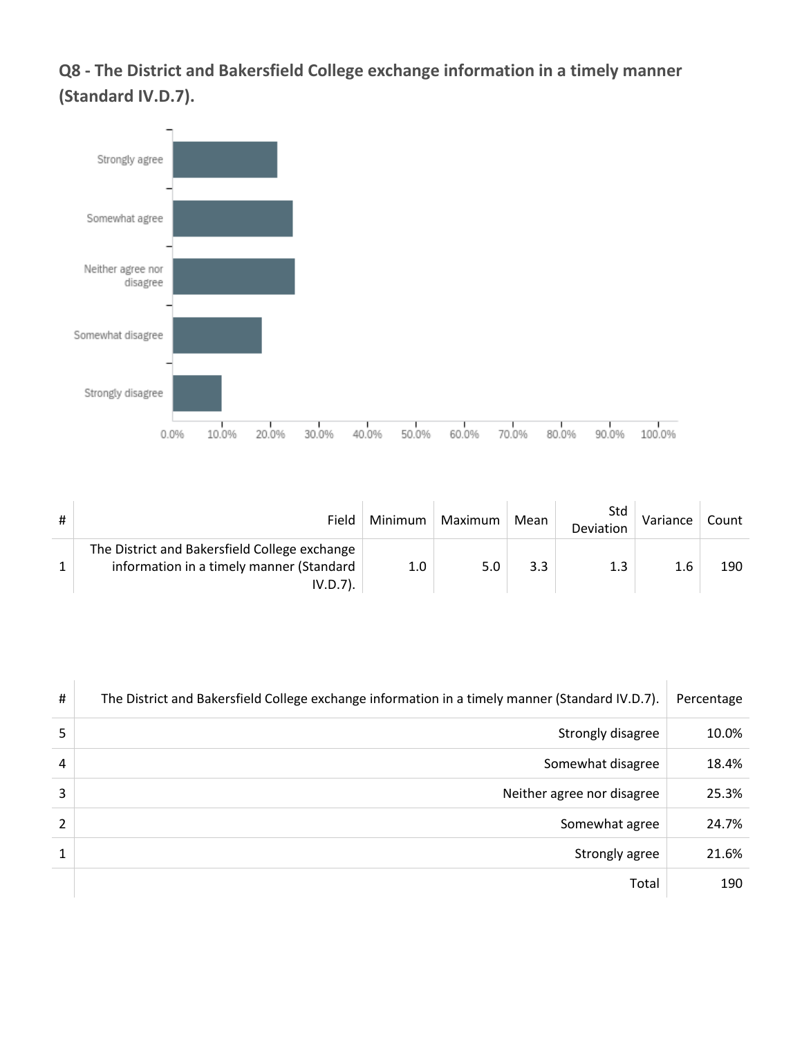## Q8 - The District and Bakersfield College exchange information in a timely manner (Standard IV.D.7).

| # | Field | Minimum | Maximum | Mean | Std Deviation | Variance | Count |
|---|---|---|---|---|---|---|---|
| 1 | The District and Bakersfield College exchange information in a timely manner (Standard IV.D.7). | 1.0 | 5.0 | 3.3 | 1.3 | 1.6 | 190 |

| # | The District and Bakersfield College exchange information in a timely manner (Standard IV.D.7). | Percentage |
|---|---|---|
| 5 | Strongly disagree | 10.0% |
| 4 | Somewhat disagree | 18.4% |
| 3 | Neither agree nor disagree | 25.3% |
| 2 | Somewhat agree | 24.7% |
| 1 | Strongly agree | 21.6% |
| | Total | 190 |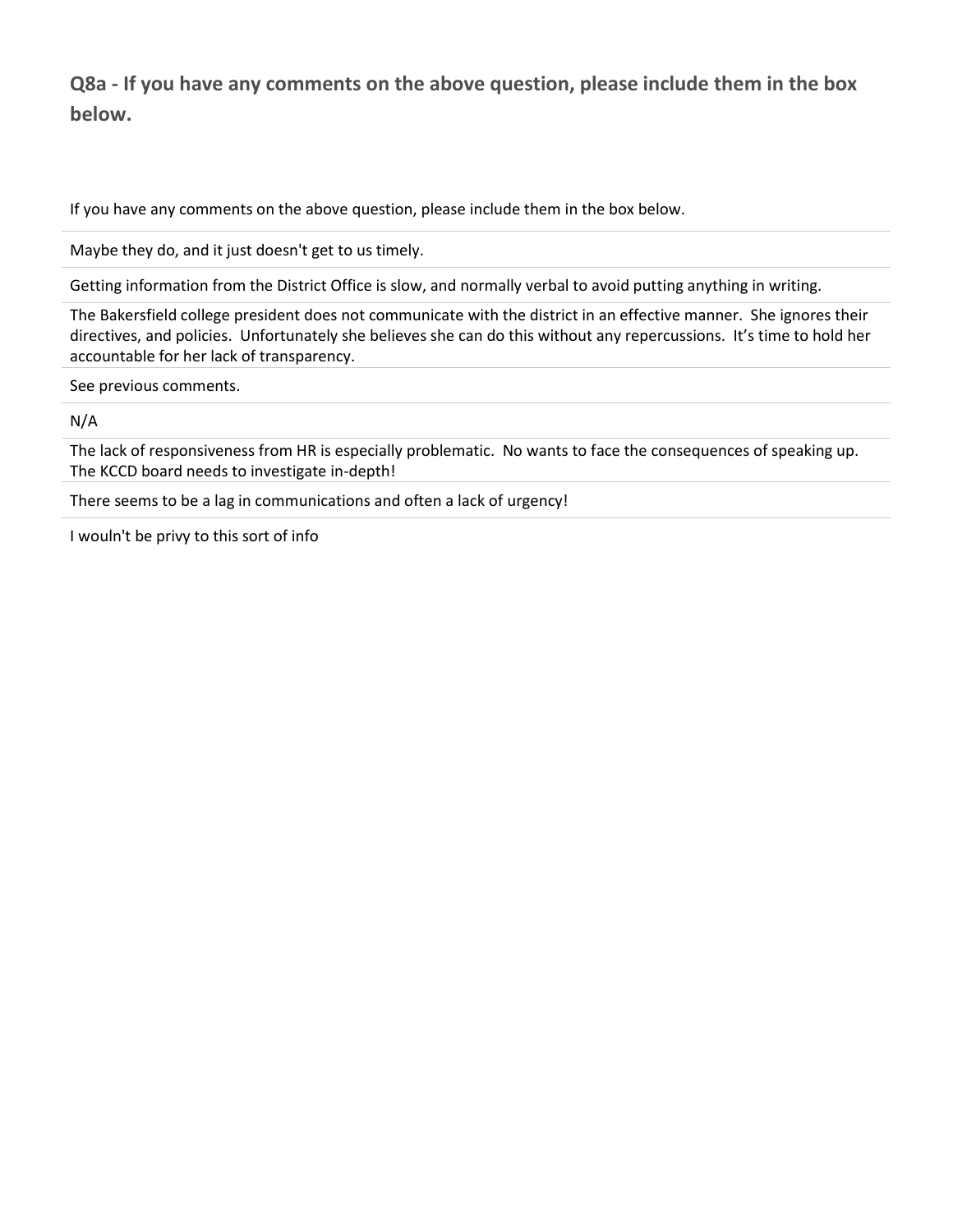## Q8a - If you have any comments on the above question, please include them in the box below.

| If you have any comments on the above question, please include them in the box below. |
|---|
| Maybe they do, and it just doesn't get to us timely. |
| Getting information from the District Office is slow, and normally verbal to avoid putting anything in writing. |
| The Bakersfield college president does not communicate with the district in an effective manner. She ignores their directives, and policies. Unfortunately she believes she can do this without any repercussions. It's time to hold her accountable for her lack of transparency. |
| See previous comments. |
| N/A |
| The lack of responsiveness from HR is especially problematic. No wants to face the consequences of speaking up. The KCCD board needs to investigate in-depth! |
| There seems to be a lag in communications and often a lack of urgency! |
| I wouln't be privy to this sort of info |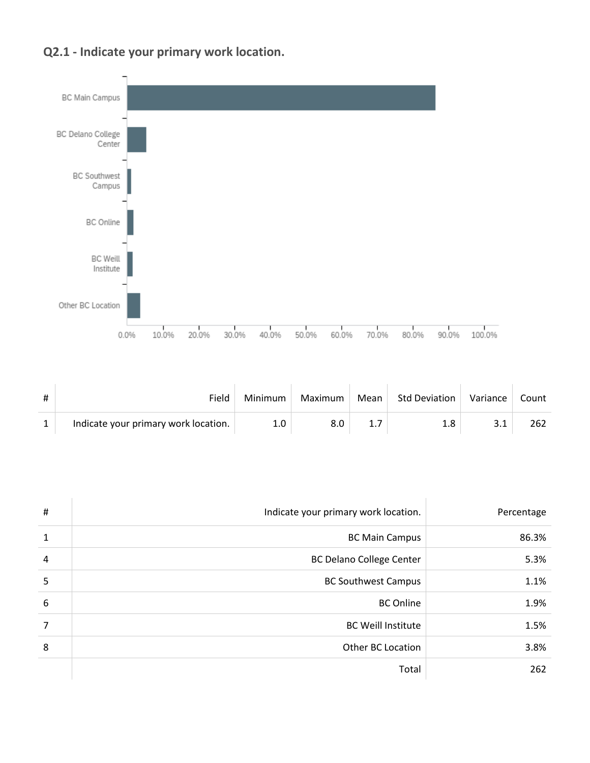## Q2.1 - Indicate your primary work location.

| # | Field | Minimum | Maximum | Mean | Std Deviation | Variance | Count |
|---|---|---|---|---|---|---|---|
| 1 | Indicate your primary work location. | 1.0 | 8.0 | 1.7 | 1.8 | 3.1 | 262 |

| # | Indicate your primary work location. | Percentage |
|---|---|---|
| 1 | BC Main Campus | 86.3% |
| 4 | BC Delano College Center | 5.3% |
| 5 | BC Southwest Campus | 1.1% |
| 6 | BC Online | 1.9% |
| 7 | BC Weill Institute | 1.5% |
| 8 | Other BC Location | 3.8% |
| | Total | 262 |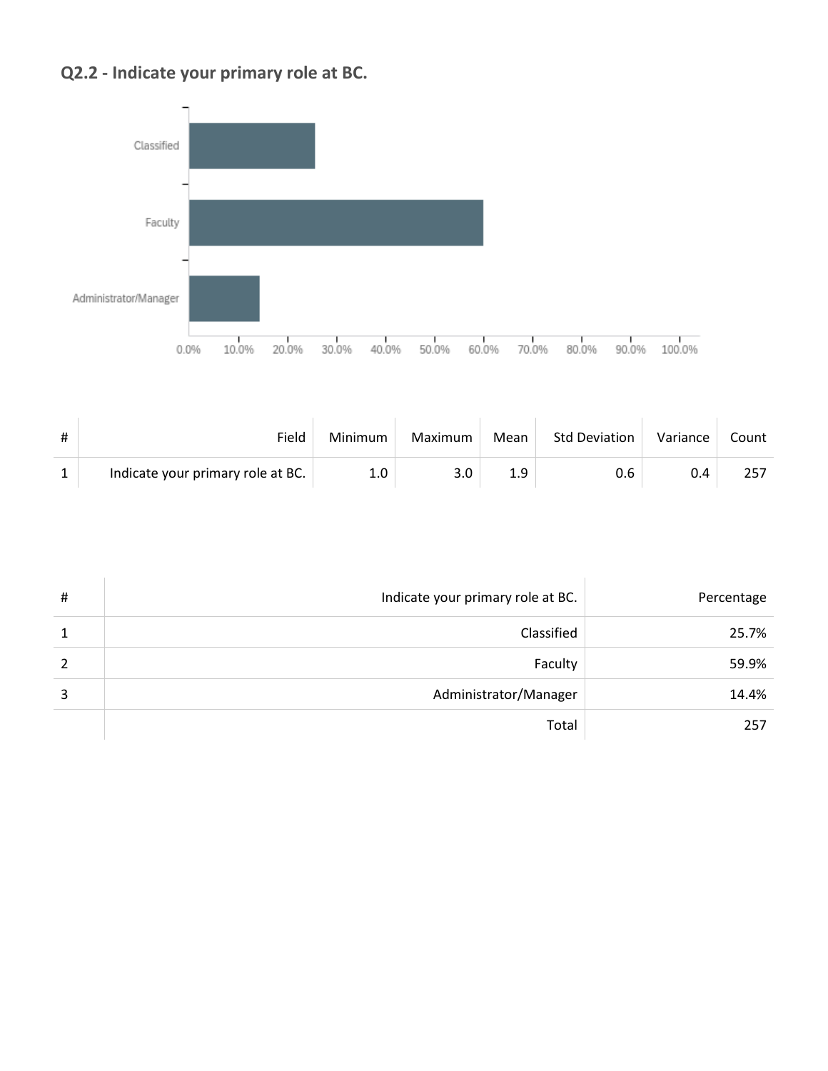## Q2.2 - Indicate your primary role at BC.

| # | Field | Minimum | Maximum | Mean | Std Deviation | Variance | Count |
|---|---|---|---|---|---|---|---|
| 1 | Indicate your primary role at BC. | 1.0 | 3.0 | 1.9 | 0.6 | 0.4 | 257 |

| # | Indicate your primary role at BC. | Percentage |
|---|---|---|
| 1 | Classified | 25.7% |
| 2 | Faculty | 59.9% |
| 3 | Administrator/Manager | 14.4% |
| | Total | 257 |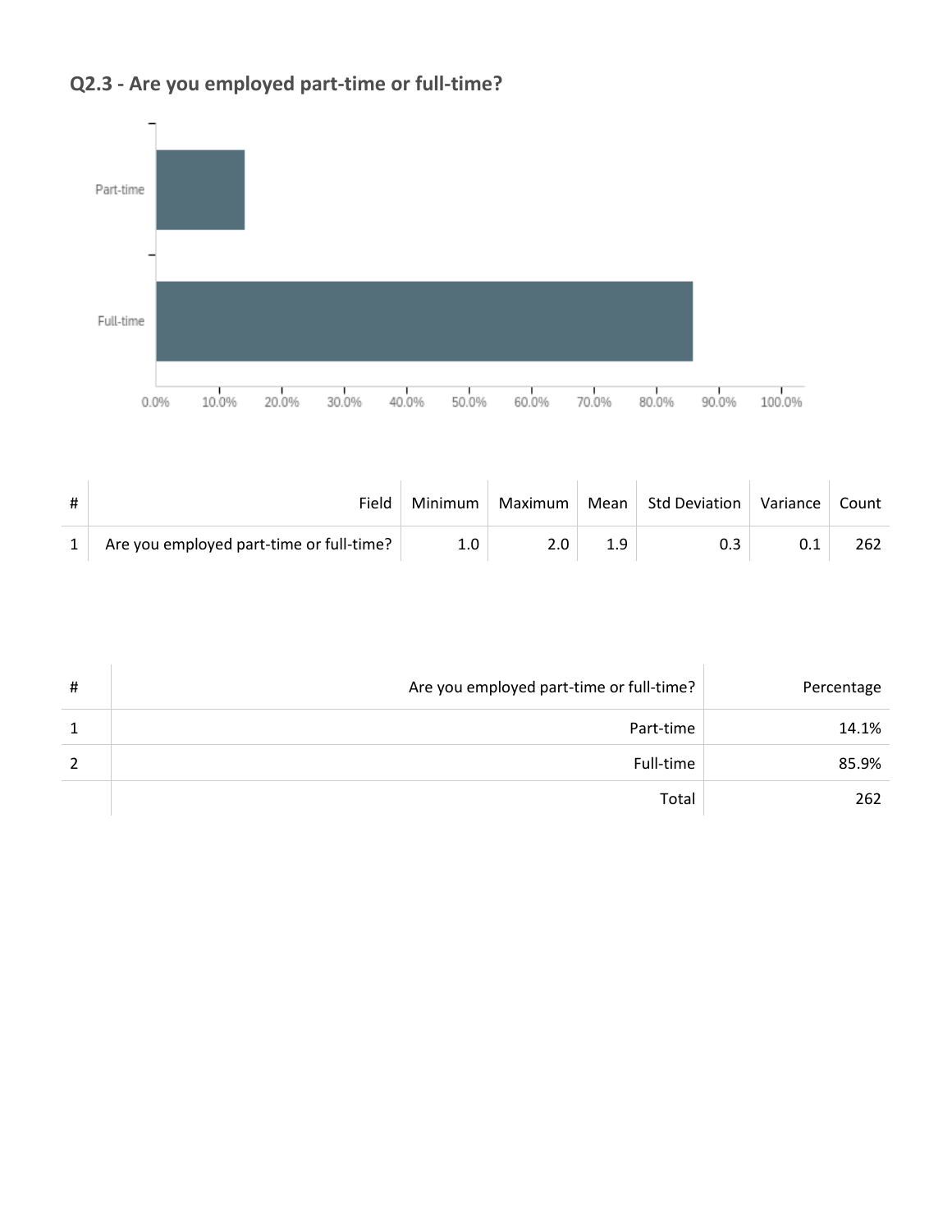## Q2.3 - Are you employed part-time or full-time?

| # | Field | Minimum | Maximum | Mean | Std Deviation | Variance | Count |
|---|---|---|---|---|---|---|---|
| 1 | Are you employed part-time or full-time? | 1.0 | 2.0 | 1.9 | 0.3 | 0.1 | 262 |

| # | Are you employed part-time or full-time? | Percentage |
|---|---|---|
| 1 | Part-time | 14.1% |
| 2 | Full-time | 85.9% |
| | Total | 262 |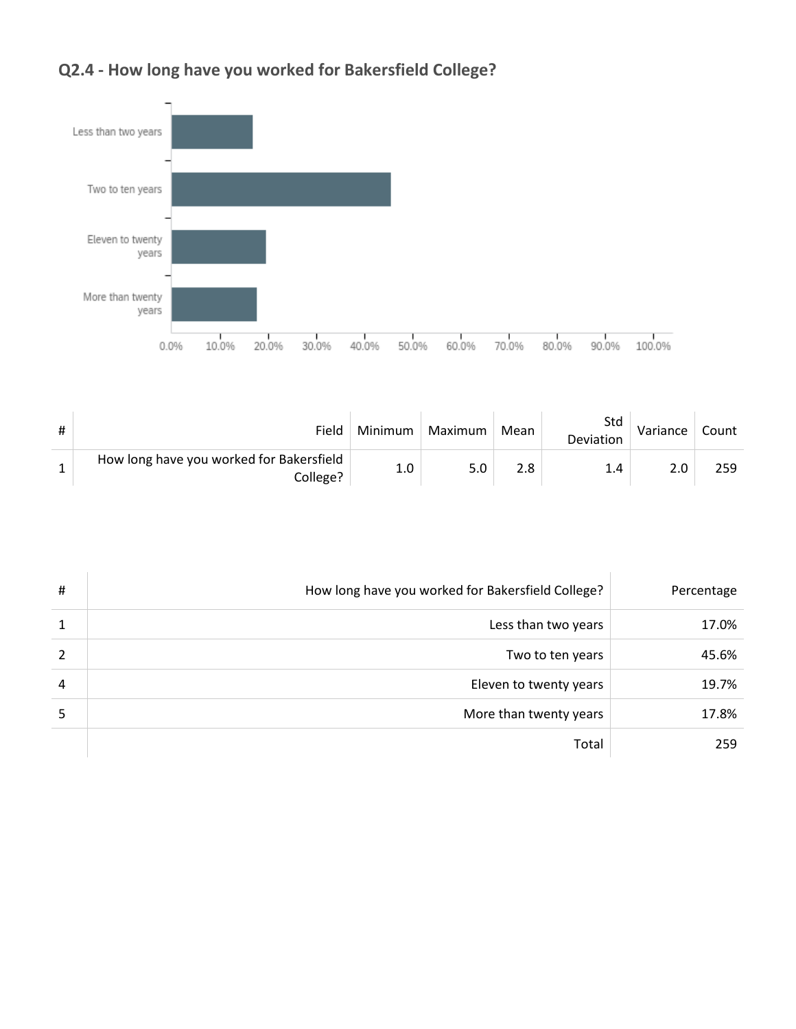## Q2.4 - How long have you worked for Bakersfield College?

| # | Field | Minimum | Maximum | Mean | Std Deviation | Variance | Count |
|---|---|---|---|---|---|---|---|
| 1 | How long have you worked for Bakersfield College? | 1.0 | 5.0 | 2.8 | 1.4 | 2.0 | 259 |

| # | How long have you worked for Bakersfield College? | Percentage |
|---|---|---|
| 1 | Less than two years | 17.0% |
| 2 | Two to ten years | 45.6% |
| 4 | Eleven to twenty years | 19.7% |
| 5 | More than twenty years | 17.8% |
| | Total | 259 |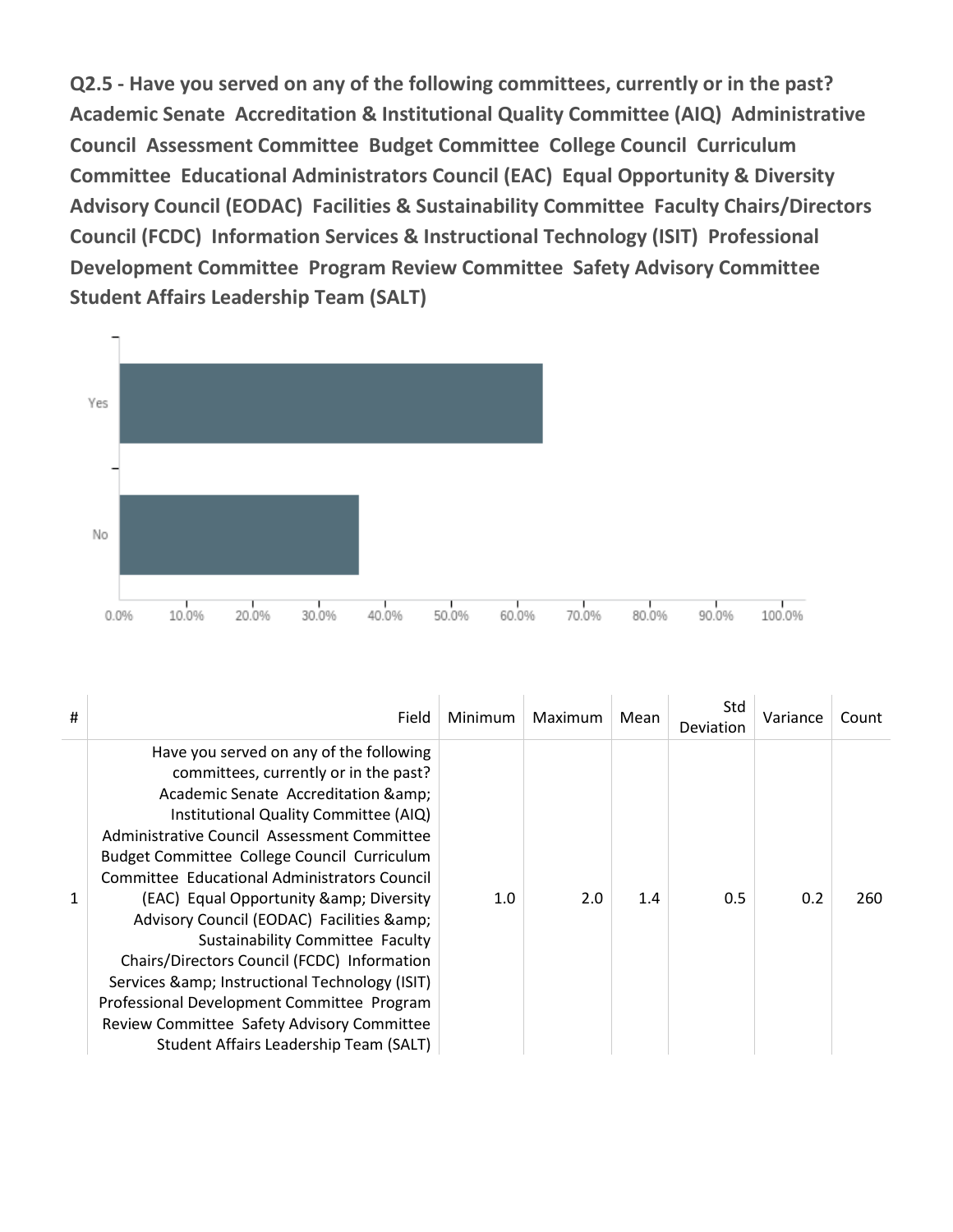**Q2.5 - Have you served on any of the following committees, currently or in the past? Academic Senate Accreditation & Institutional Quality Committee (AIQ) Administrative Council Assessment Committee Budget Committee College Council Curriculum Committee Educational Administrators Council (EAC) Equal Opportunity & Diversity Advisory Council (EODAC) Facilities & Sustainability Committee Faculty Chairs/Directors Council (FCDC) Information Services & Instructional Technology (ISIT) Professional Development Committee Program Review Committee Safety Advisory Committee Student Affairs Leadership Team (SALT)**

| # | Field | Minimum | Maximum | Mean | Std Deviation | Variance | Count |
|---|---|---|---|---|---|---|---|
| 1 | Have you served on any of the following committees, currently or in the past? Academic Senate Accreditation &amp; Institutional Quality Committee (AIQ) Administrative Council Assessment Committee Budget Committee College Council Curriculum Committee Educational Administrators Council (EAC) Equal Opportunity &amp; Diversity Advisory Council (EODAC) Facilities &amp; Sustainability Committee Faculty Chairs/Directors Council (FCDC) Information Services &amp; Instructional Technology (ISIT) Professional Development Committee Program Review Committee Safety Advisory Committee Student Affairs Leadership Team (SALT) | 1.0 | 2.0 | 1.4 | 0.5 | 0.2 | 260 |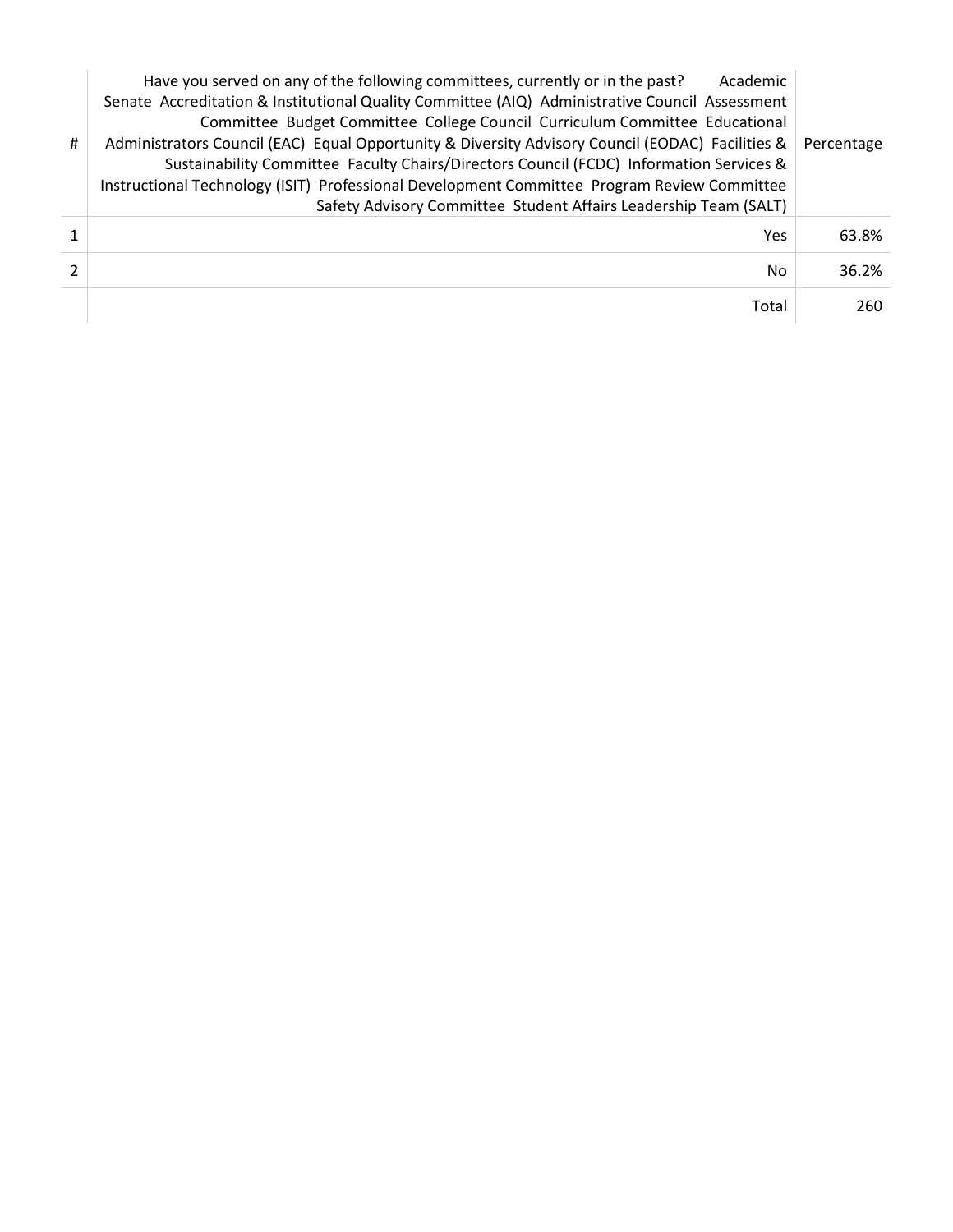| # | Have you served on any of the following committees, currently or in the past? Academic Senate Accreditation & Institutional Quality Committee (AIQ) Administrative Council Assessment Committee Budget Committee College Council Curriculum Committee Educational Administrators Council (EAC) Equal Opportunity & Diversity Advisory Council (EODAC) Facilities & Sustainability Committee Faculty Chairs/Directors Council (FCDC) Information Services & Instructional Technology (ISIT) Professional Development Committee Program Review Committee Safety Advisory Committee Student Affairs Leadership Team (SALT) | Percentage |
|---|---|---|
| 1 | Yes | 63.8% |
| 2 | No | 36.2% |
| | Total | 260 |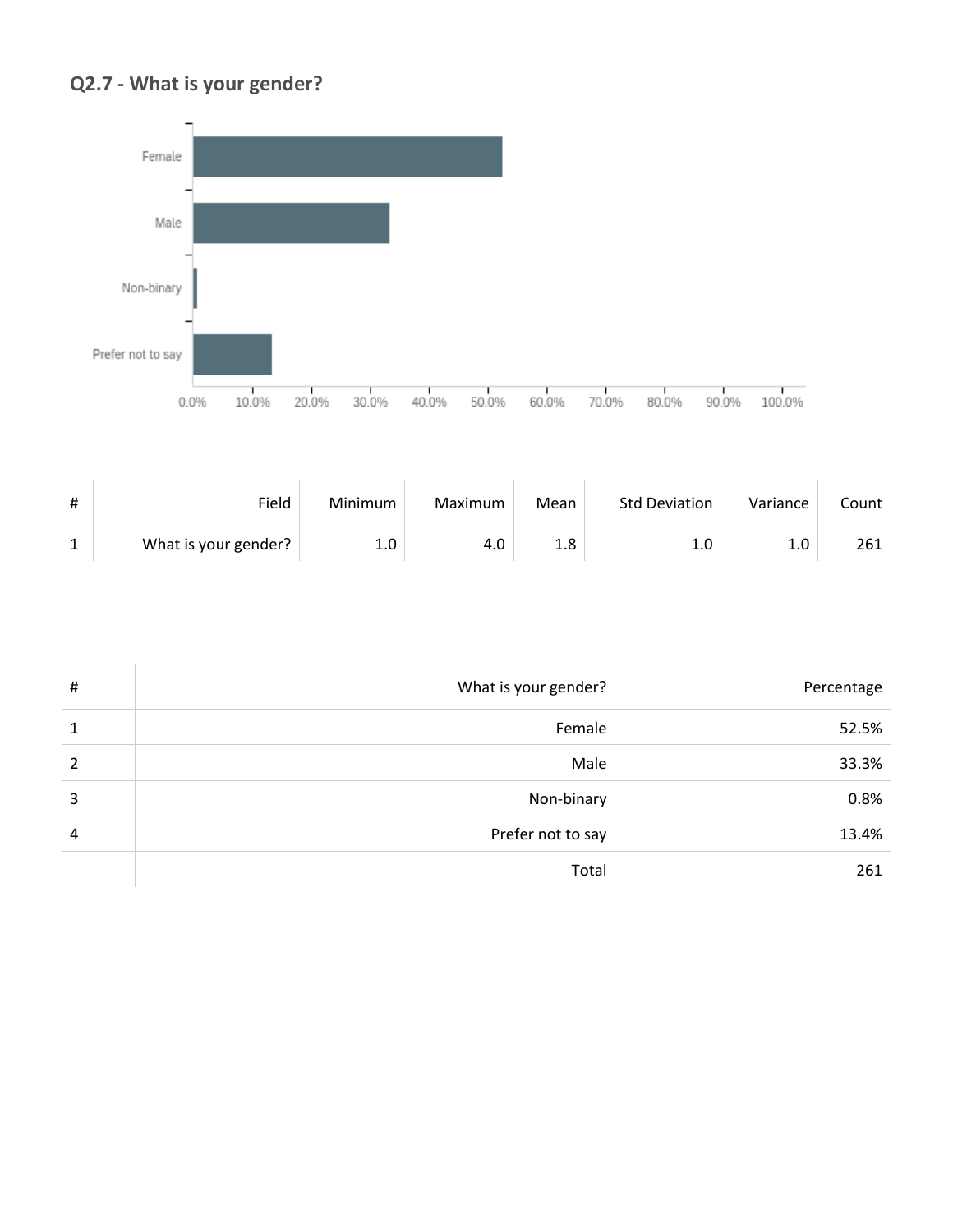## Q2.7 - What is your gender?

| # | Field | Minimum | Maximum | Mean | Std Deviation | Variance | Count |
|---|---|---|---|---|---|---|---|
| 1 | What is your gender? | 1.0 | 4.0 | 1.8 | 1.0 | 1.0 | 261 |

| # | What is your gender? | Percentage |
|---|---|---|
| 1 | Female | 52.5% |
| 2 | Male | 33.3% |
| 3 | Non-binary | 0.8% |
| 4 | Prefer not to say | 13.4% |
| | Total | 261 |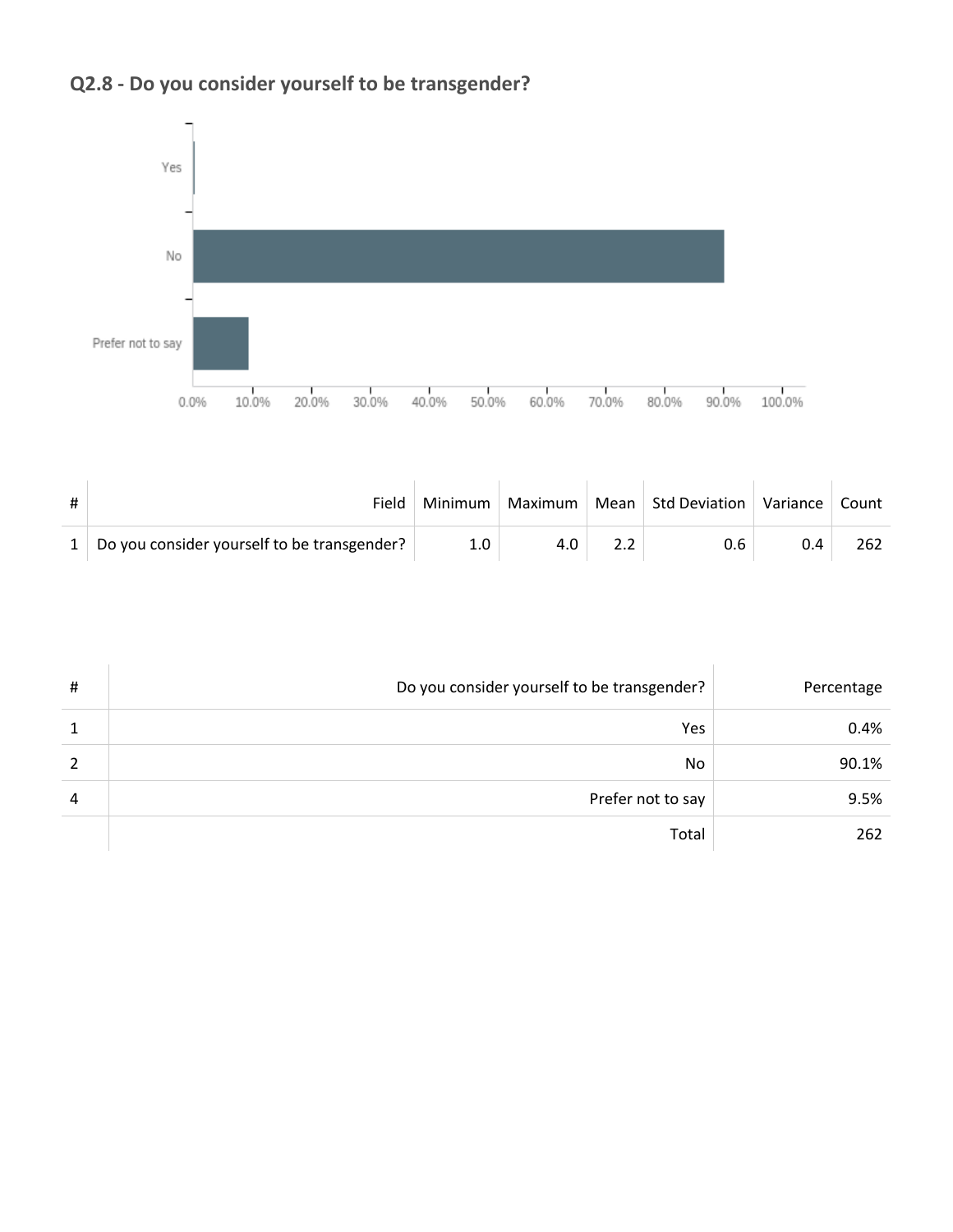## Q2.8 - Do you consider yourself to be transgender?

| # | Field | Minimum | Maximum | Mean | Std Deviation | Variance | Count |
|---|---|---|---|---|---|---|---|
| 1 | Do you consider yourself to be transgender? | 1.0 | 4.0 | 2.2 | 0.6 | 0.4 | 262 |

| # | Do you consider yourself to be transgender? | Percentage |
|---|---|---|
| 1 | Yes | 0.4% |
| 2 | No | 90.1% |
| 4 | Prefer not to say | 9.5% |
| | Total | 262 |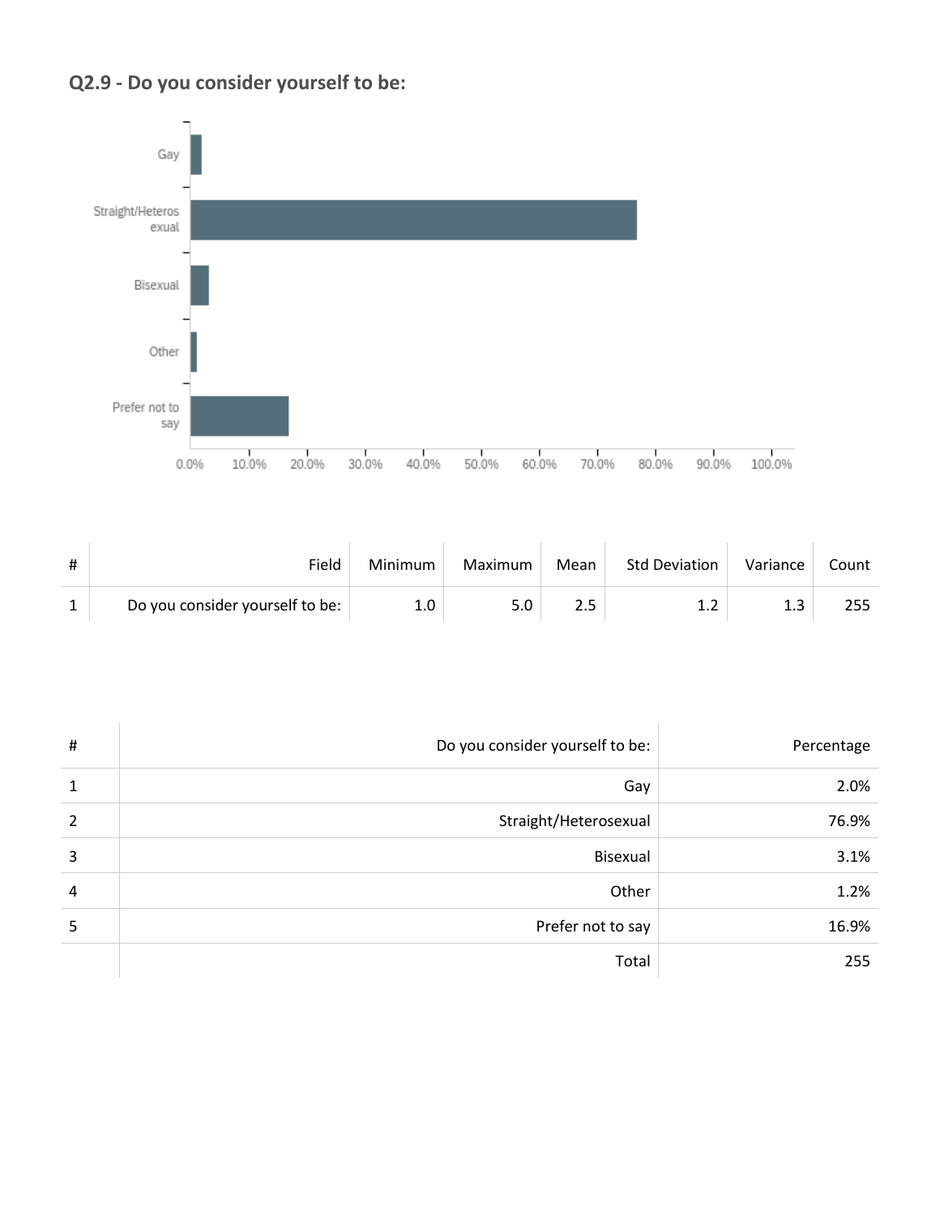### Q2.9 - Do you consider yourself to be:

| # | Field | Minimum | Maximum | Mean | Std Deviation | Variance | Count |
|---|---|---|---|---|---|---|---|
| 1 | Do you consider yourself to be: | 1.0 | 5.0 | 2.5 | 1.2 | 1.3 | 255 |

| # | Do you consider yourself to be: | Percentage |
|---|---|---|
| 1 | Gay | 2.0% |
| 2 | Straight/Heterosexual | 76.9% |
| 3 | Bisexual | 3.1% |
| 4 | Other | 1.2% |
| 5 | Prefer not to say | 16.9% |
| | Total | 255 |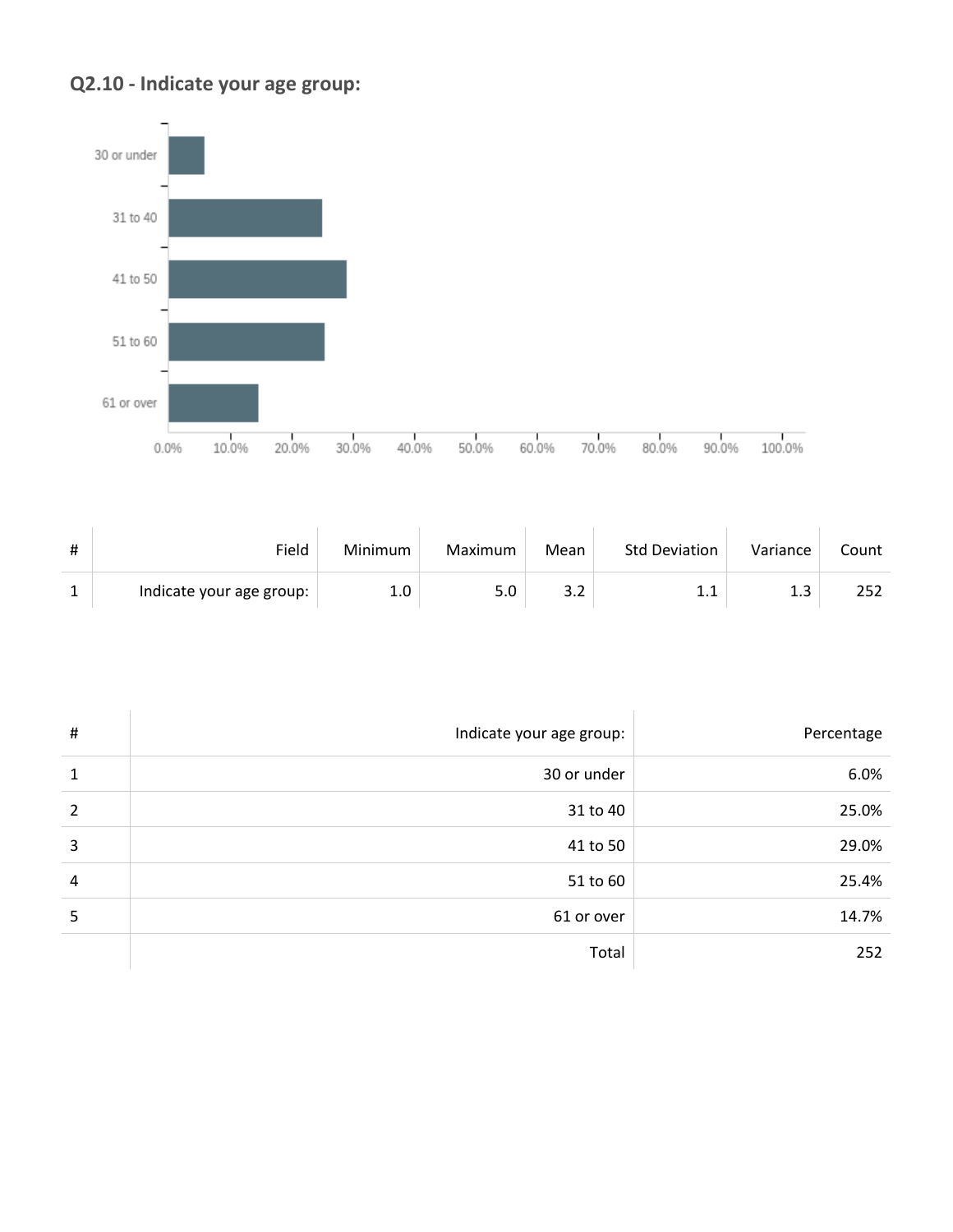## Q2.10 - Indicate your age group:

| # | Field | Minimum | Maximum | Mean | Std Deviation | Variance | Count |
|---|---|---|---|---|---|---|---|
| 1 | Indicate your age group: | 1.0 | 5.0 | 3.2 | 1.1 | 1.3 | 252 |

| # | Indicate your age group: | Percentage |
|---|---|---|
| 1 | 30 or under | 6.0% |
| 2 | 31 to 40 | 25.0% |
| 3 | 41 to 50 | 29.0% |
| 4 | 51 to 60 | 25.4% |
| 5 | 61 or over | 14.7% |
| | Total | 252 |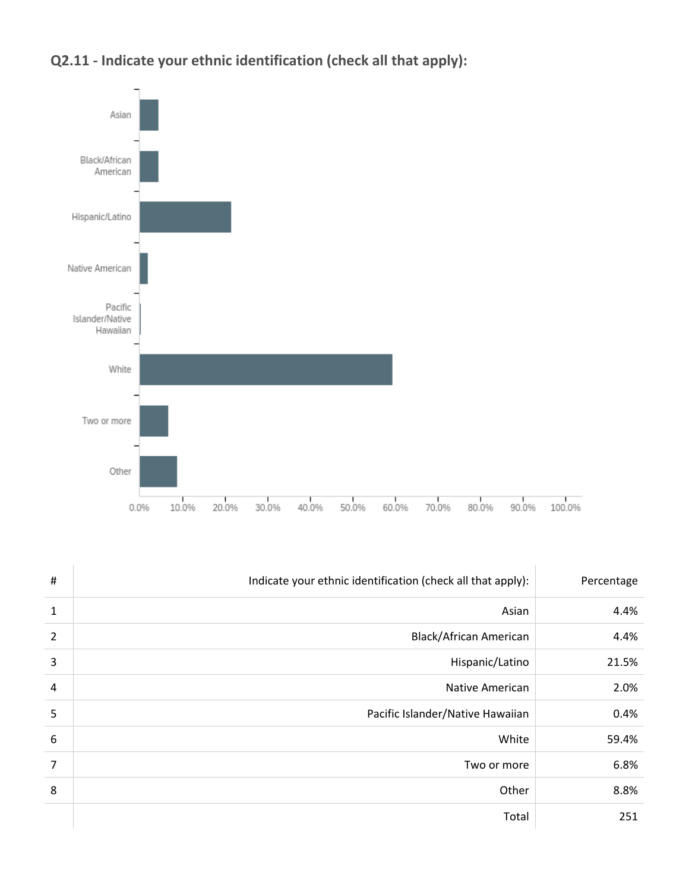## Q2.11 - Indicate your ethnic identification (check all that apply):

Asian

Black/African American

Hispanic/Latino

Native American

Pacific Islander/Native Hawaiian

White

Two or more

Other

0.0% 10.0% 20.0% 30.0% 40.0% 50.0% 60.0% 70.0% 80.0% 90.0% 100.0%

| # | Indicate your ethnic identification (check all that apply): | Percentage |
|---|---|---|
| 1 | Asian | 4.4% |
| 2 | Black/African American | 4.4% |
| 3 | Hispanic/Latino | 21.5% |
| 4 | Native American | 2.0% |
| 5 | Pacific Islander/Native Hawaiian | 0.4% |
| 6 | White | 59.4% |
| 7 | Two or more | 6.8% |
| 8 | Other | 8.8% |
| | Total | 251 |